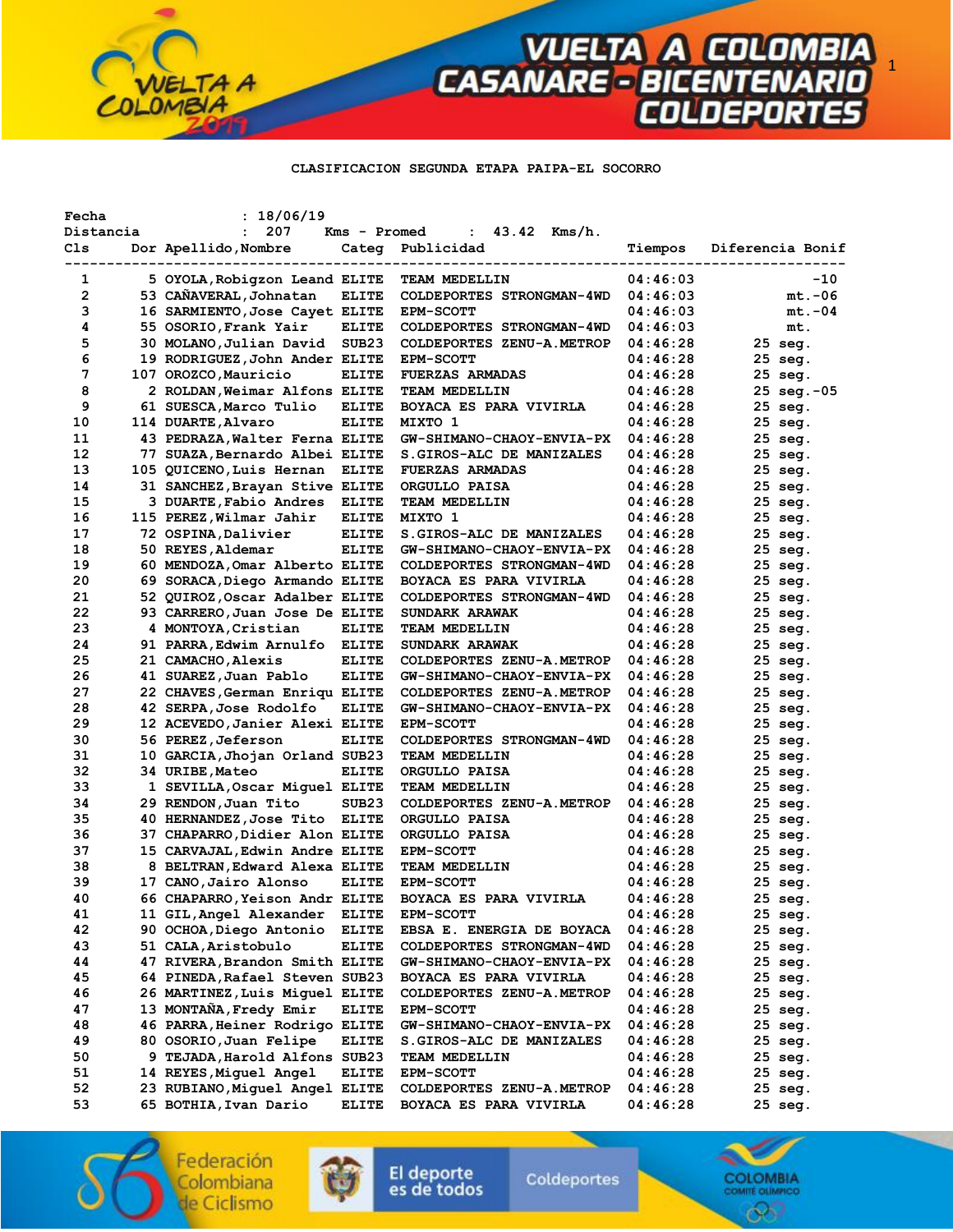# VUELTA A COLOMBIA CASANARE - BICENTENARIO COLDEPORTES

## CLASIFICACION SEGUNDA ETAPA PAIPA-EL SOCORRO

Fecha : 18/06/19
Distancia : 207 Kms - Promed : 43.42 Kms/h.

| Cls | Dor | Apellido,Nombre | Categ | Publicidad | Tiempos | Diferencia | Bonif |
|---|---|---|---|---|---|---|---|
| 1 | 5 | OYOLA,Robigzon Leand | ELITE | TEAM MEDELLIN | 04:46:03 | | -10 |
| 2 | 53 | CAÑAVERAL,Johnatan | ELITE | COLDEPORTES STRONGMAN-4WD | 04:46:03 | mt. | -06 |
| 3 | 16 | SARMIENTO,Jose Cayet | ELITE | EPM-SCOTT | 04:46:03 | mt. | -04 |
| 4 | 55 | OSORIO,Frank Yair | ELITE | COLDEPORTES STRONGMAN-4WD | 04:46:03 | mt. | |
| 5 | 30 | MOLANO,Julian David | SUB23 | COLDEPORTES ZENU-A.METROP | 04:46:28 | 25 seg. | |
| 6 | 19 | RODRIGUEZ,John Ander | ELITE | EPM-SCOTT | 04:46:28 | 25 seg. | |
| 7 | 107 | OROZCO,Mauricio | ELITE | FUERZAS ARMADAS | 04:46:28 | 25 seg. | |
| 8 | 2 | ROLDAN,Weimar Alfons | ELITE | TEAM MEDELLIN | 04:46:28 | 25 seg. | -05 |
| 9 | 61 | SUESCA,Marco Tulio | ELITE | BOYACA ES PARA VIVIRLA | 04:46:28 | 25 seg. | |
| 10 | 114 | DUARTE,Alvaro | ELITE | MIXTO 1 | 04:46:28 | 25 seg. | |
| 11 | 43 | PEDRAZA,Walter Ferna | ELITE | GW-SHIMANO-CHAOY-ENVIA-PX | 04:46:28 | 25 seg. | |
| 12 | 77 | SUAZA,Bernardo Albei | ELITE | S.GIROS-ALC DE MANIZALES | 04:46:28 | 25 seg. | |
| 13 | 105 | QUICENO,Luis Hernan | ELITE | FUERZAS ARMADAS | 04:46:28 | 25 seg. | |
| 14 | 31 | SANCHEZ,Brayan Stive | ELITE | ORGULLO PAISA | 04:46:28 | 25 seg. | |
| 15 | 3 | DUARTE,Fabio Andres | ELITE | TEAM MEDELLIN | 04:46:28 | 25 seg. | |
| 16 | 115 | PEREZ,Wilmar Jahir | ELITE | MIXTO 1 | 04:46:28 | 25 seg. | |
| 17 | 72 | OSPINA,Dalivier | ELITE | S.GIROS-ALC DE MANIZALES | 04:46:28 | 25 seg. | |
| 18 | 50 | REYES,Aldemar | ELITE | GW-SHIMANO-CHAOY-ENVIA-PX | 04:46:28 | 25 seg. | |
| 19 | 60 | MENDOZA,Omar Alberto | ELITE | COLDEPORTES STRONGMAN-4WD | 04:46:28 | 25 seg. | |
| 20 | 69 | SORACA,Diego Armando | ELITE | BOYACA ES PARA VIVIRLA | 04:46:28 | 25 seg. | |
| 21 | 52 | QUIROZ,Oscar Adalber | ELITE | COLDEPORTES STRONGMAN-4WD | 04:46:28 | 25 seg. | |
| 22 | 93 | CARRERO,Juan Jose De | ELITE | SUNDARK ARAWAK | 04:46:28 | 25 seg. | |
| 23 | 4 | MONTOYA,Cristian | ELITE | TEAM MEDELLIN | 04:46:28 | 25 seg. | |
| 24 | 91 | PARRA,Edwim Arnulfo | ELITE | SUNDARK ARAWAK | 04:46:28 | 25 seg. | |
| 25 | 21 | CAMACHO,Alexis | ELITE | COLDEPORTES ZENU-A.METROP | 04:46:28 | 25 seg. | |
| 26 | 41 | SUAREZ,Juan Pablo | ELITE | GW-SHIMANO-CHAOY-ENVIA-PX | 04:46:28 | 25 seg. | |
| 27 | 22 | CHAVES,German Enriqu | ELITE | COLDEPORTES ZENU-A.METROP | 04:46:28 | 25 seg. | |
| 28 | 42 | SERPA,Jose Rodolfo | ELITE | GW-SHIMANO-CHAOY-ENVIA-PX | 04:46:28 | 25 seg. | |
| 29 | 12 | ACEVEDO,Janier Alexi | ELITE | EPM-SCOTT | 04:46:28 | 25 seg. | |
| 30 | 56 | PEREZ,Jeferson | ELITE | COLDEPORTES STRONGMAN-4WD | 04:46:28 | 25 seg. | |
| 31 | 10 | GARCIA,Jhojan Orland | SUB23 | TEAM MEDELLIN | 04:46:28 | 25 seg. | |
| 32 | 34 | URIBE,Mateo | ELITE | ORGULLO PAISA | 04:46:28 | 25 seg. | |
| 33 | 1 | SEVILLA,Oscar Miguel | ELITE | TEAM MEDELLIN | 04:46:28 | 25 seg. | |
| 34 | 29 | RENDON,Juan Tito | SUB23 | COLDEPORTES ZENU-A.METROP | 04:46:28 | 25 seg. | |
| 35 | 40 | HERNANDEZ,Jose Tito | ELITE | ORGULLO PAISA | 04:46:28 | 25 seg. | |
| 36 | 37 | CHAPARRO,Didier Alon | ELITE | ORGULLO PAISA | 04:46:28 | 25 seg. | |
| 37 | 15 | CARVAJAL,Edwin Andre | ELITE | EPM-SCOTT | 04:46:28 | 25 seg. | |
| 38 | 8 | BELTRAN,Edward Alexa | ELITE | TEAM MEDELLIN | 04:46:28 | 25 seg. | |
| 39 | 17 | CANO,Jairo Alonso | ELITE | EPM-SCOTT | 04:46:28 | 25 seg. | |
| 40 | 66 | CHAPARRO,Yeison Andr | ELITE | BOYACA ES PARA VIVIRLA | 04:46:28 | 25 seg. | |
| 41 | 11 | GIL,Angel Alexander | ELITE | EPM-SCOTT | 04:46:28 | 25 seg. | |
| 42 | 90 | OCHOA,Diego Antonio | ELITE | EBSA E. ENERGIA DE BOYACA | 04:46:28 | 25 seg. | |
| 43 | 51 | CALA,Aristobulo | ELITE | COLDEPORTES STRONGMAN-4WD | 04:46:28 | 25 seg. | |
| 44 | 47 | RIVERA,Brandon Smith | ELITE | GW-SHIMANO-CHAOY-ENVIA-PX | 04:46:28 | 25 seg. | |
| 45 | 64 | PINEDA,Rafael Steven | SUB23 | BOYACA ES PARA VIVIRLA | 04:46:28 | 25 seg. | |
| 46 | 26 | MARTINEZ,Luis Miguel | ELITE | COLDEPORTES ZENU-A.METROP | 04:46:28 | 25 seg. | |
| 47 | 13 | MONTAÑA,Fredy Emir | ELITE | EPM-SCOTT | 04:46:28 | 25 seg. | |
| 48 | 46 | PARRA,Heiner Rodrigo | ELITE | GW-SHIMANO-CHAOY-ENVIA-PX | 04:46:28 | 25 seg. | |
| 49 | 80 | OSORIO,Juan Felipe | ELITE | S.GIROS-ALC DE MANIZALES | 04:46:28 | 25 seg. | |
| 50 | 9 | TEJADA,Harold Alfons | SUB23 | TEAM MEDELLIN | 04:46:28 | 25 seg. | |
| 51 | 14 | REYES,Miguel Angel | ELITE | EPM-SCOTT | 04:46:28 | 25 seg. | |
| 52 | 23 | RUBIANO,Miguel Angel | ELITE | COLDEPORTES ZENU-A.METROP | 04:46:28 | 25 seg. | |
| 53 | 65 | BOTHIA,Ivan Dario | ELITE | BOYACA ES PARA VIVIRLA | 04:46:28 | 25 seg. | |

Federación Colombiana de Ciclismo · El deporte es de todos · Coldeportes · Colombia Comité Olímpico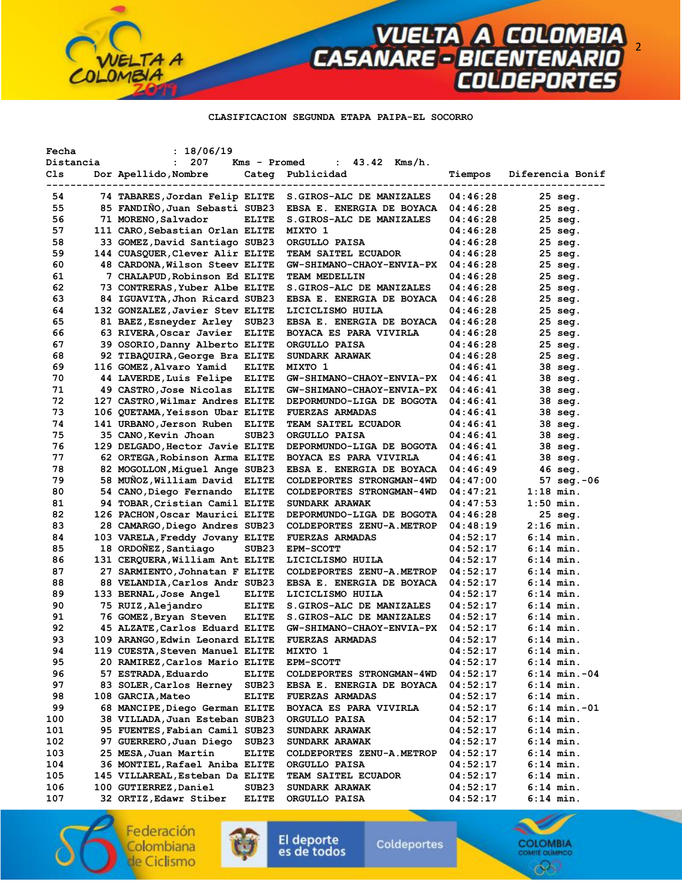CLASIFICACION SEGUNDA ETAPA PAIPA-EL SOCORRO

Fecha : 18/06/19
Distancia : 207 Kms - Promed : 43.42 Kms/h.

| Cls | Dor | Apellido,Nombre | Categ | Publicidad | Tiempos | Diferencia | Bonif |
|---|---|---|---|---|---|---|---|
| 54 | 74 | TABARES,Jordan Felip | ELITE | S.GIROS-ALC DE MANIZALES | 04:46:28 | 25 seg. | |
| 55 | 85 | FANDIÑO,Juan Sebasti | SUB23 | EBSA E. ENERGIA DE BOYACA | 04:46:28 | 25 seg. | |
| 56 | 71 | MORENO,Salvador | ELITE | S.GIROS-ALC DE MANIZALES | 04:46:28 | 25 seg. | |
| 57 | 111 | CARO,Sebastian Orlan | ELITE | MIXTO 1 | 04:46:28 | 25 seg. | |
| 58 | 33 | GOMEZ,David Santiago | SUB23 | ORGULLO PAISA | 04:46:28 | 25 seg. | |
| 59 | 144 | CUASQUER,Clever Alir | ELITE | TEAM SAITEL ECUADOR | 04:46:28 | 25 seg. | |
| 60 | 48 | CARDONA,Wilson Steev | ELITE | GW-SHIMANO-CHAOY-ENVIA-PX | 04:46:28 | 25 seg. | |
| 61 | 7 | CHALAPUD,Robinson Ed | ELITE | TEAM MEDELLIN | 04:46:28 | 25 seg. | |
| 62 | 73 | CONTRERAS,Yuber Albe | ELITE | S.GIROS-ALC DE MANIZALES | 04:46:28 | 25 seg. | |
| 63 | 84 | IGUAVITA,Jhon Ricard | SUB23 | EBSA E. ENERGIA DE BOYACA | 04:46:28 | 25 seg. | |
| 64 | 132 | GONZALEZ,Javier Stev | ELITE | LICICLISMO HUILA | 04:46:28 | 25 seg. | |
| 65 | 81 | BAEZ,Esneyder Arley | SUB23 | EBSA E. ENERGIA DE BOYACA | 04:46:28 | 25 seg. | |
| 66 | 63 | RIVERA,Oscar Javier | ELITE | BOYACA ES PARA VIVIRLA | 04:46:28 | 25 seg. | |
| 67 | 39 | OSORIO,Danny Alberto | ELITE | ORGULLO PAISA | 04:46:28 | 25 seg. | |
| 68 | 92 | TIBAQUIRA,George Bra | ELITE | SUNDARK ARAWAK | 04:46:28 | 25 seg. | |
| 69 | 116 | GOMEZ,Alvaro Yamid | ELITE | MIXTO 1 | 04:46:41 | 38 seg. | |
| 70 | 44 | LAVERDE,Luis Felipe | ELITE | GW-SHIMANO-CHAOY-ENVIA-PX | 04:46:41 | 38 seg. | |
| 71 | 49 | CASTRO,Jose Nicolas | ELITE | GW-SHIMANO-CHAOY-ENVIA-PX | 04:46:41 | 38 seg. | |
| 72 | 127 | CASTRO,Wilmar Andres | ELITE | DEPORMUNDO-LIGA DE BOGOTA | 04:46:41 | 38 seg. | |
| 73 | 106 | QUETAMA,Yeisson Ubar | ELITE | FUERZAS ARMADAS | 04:46:41 | 38 seg. | |
| 74 | 141 | URBANO,Jerson Ruben | ELITE | TEAM SAITEL ECUADOR | 04:46:41 | 38 seg. | |
| 75 | 35 | CANO,Kevin Jhoan | SUB23 | ORGULLO PAISA | 04:46:41 | 38 seg. | |
| 76 | 129 | DELGADO,Hector Javie | ELITE | DEPORMUNDO-LIGA DE BOGOTA | 04:46:41 | 38 seg. | |
| 77 | 62 | ORTEGA,Robinson Arma | ELITE | BOYACA ES PARA VIVIRLA | 04:46:41 | 38 seg. | |
| 78 | 82 | MOGOLLON,Miguel Ange | SUB23 | EBSA E. ENERGIA DE BOYACA | 04:46:49 | 46 seg. | |
| 79 | 58 | MUÑOZ,William David | ELITE | COLDEPORTES STRONGMAN-4WD | 04:47:00 | 57 seg. | -06 |
| 80 | 54 | CANO,Diego Fernando | ELITE | COLDEPORTES STRONGMAN-4WD | 04:47:21 | 1:18 min. | |
| 81 | 94 | TOBAR,Cristian Camil | ELITE | SUNDARK ARAWAK | 04:47:53 | 1:50 min. | |
| 82 | 126 | PACHON,Oscar Maurici | ELITE | DEPORMUNDO-LIGA DE BOGOTA | 04:46:28 | 25 seg. | |
| 83 | 28 | CAMARGO,Diego Andres | SUB23 | COLDEPORTES ZENU-A.METROP | 04:48:19 | 2:16 min. | |
| 84 | 103 | VARELA,Freddy Jovany | ELITE | FUERZAS ARMADAS | 04:52:17 | 6:14 min. | |
| 85 | 18 | ORDOÑEZ,Santiago | SUB23 | EPM-SCOTT | 04:52:17 | 6:14 min. | |
| 86 | 131 | CERQUERA,William Ant | ELITE | LICICLISMO HUILA | 04:52:17 | 6:14 min. | |
| 87 | 27 | SARMIENTO,Johnatan F | ELITE | COLDEPORTES ZENU-A.METROP | 04:52:17 | 6:14 min. | |
| 88 | 88 | VELANDIA,Carlos Andr | SUB23 | EBSA E. ENERGIA DE BOYACA | 04:52:17 | 6:14 min. | |
| 89 | 133 | BERNAL,Jose Angel | ELITE | LICICLISMO HUILA | 04:52:17 | 6:14 min. | |
| 90 | 75 | RUIZ,Alejandro | ELITE | S.GIROS-ALC DE MANIZALES | 04:52:17 | 6:14 min. | |
| 91 | 76 | GOMEZ,Bryan Steven | ELITE | S.GIROS-ALC DE MANIZALES | 04:52:17 | 6:14 min. | |
| 92 | 45 | ALZATE,Carlos Eduard | ELITE | GW-SHIMANO-CHAOY-ENVIA-PX | 04:52:17 | 6:14 min. | |
| 93 | 109 | ARANGO,Edwin Leonard | ELITE | FUERZAS ARMADAS | 04:52:17 | 6:14 min. | |
| 94 | 119 | CUESTA,Steven Manuel | ELITE | MIXTO 1 | 04:52:17 | 6:14 min. | |
| 95 | 20 | RAMIREZ,Carlos Mario | ELITE | EPM-SCOTT | 04:52:17 | 6:14 min. | |
| 96 | 57 | ESTRADA,Eduardo | ELITE | COLDEPORTES STRONGMAN-4WD | 04:52:17 | 6:14 min. | -04 |
| 97 | 83 | SOLER,Carlos Herney | SUB23 | EBSA E. ENERGIA DE BOYACA | 04:52:17 | 6:14 min. | |
| 98 | 108 | GARCIA,Mateo | ELITE | FUERZAS ARMADAS | 04:52:17 | 6:14 min. | |
| 99 | 68 | MANCIPE,Diego German | ELITE | BOYACA ES PARA VIVIRLA | 04:52:17 | 6:14 min. | -01 |
| 100 | 38 | VILLADA,Juan Esteban | SUB23 | ORGULLO PAISA | 04:52:17 | 6:14 min. | |
| 101 | 95 | FUENTES,Fabian Camil | SUB23 | SUNDARK ARAWAK | 04:52:17 | 6:14 min. | |
| 102 | 97 | GUERRERO,Juan Diego | SUB23 | SUNDARK ARAWAK | 04:52:17 | 6:14 min. | |
| 103 | 25 | MESA,Juan Martin | ELITE | COLDEPORTES ZENU-A.METROP | 04:52:17 | 6:14 min. | |
| 104 | 36 | MONTIEL,Rafael Aniba | ELITE | ORGULLO PAISA | 04:52:17 | 6:14 min. | |
| 105 | 145 | VILLAREAL,Esteban Da | ELITE | TEAM SAITEL ECUADOR | 04:52:17 | 6:14 min. | |
| 106 | 100 | GUTIERREZ,Daniel | SUB23 | SUNDARK ARAWAK | 04:52:17 | 6:14 min. | |
| 107 | 32 | ORTIZ,Edawr Stiber | ELITE | ORGULLO PAISA | 04:52:17 | 6:14 min. | |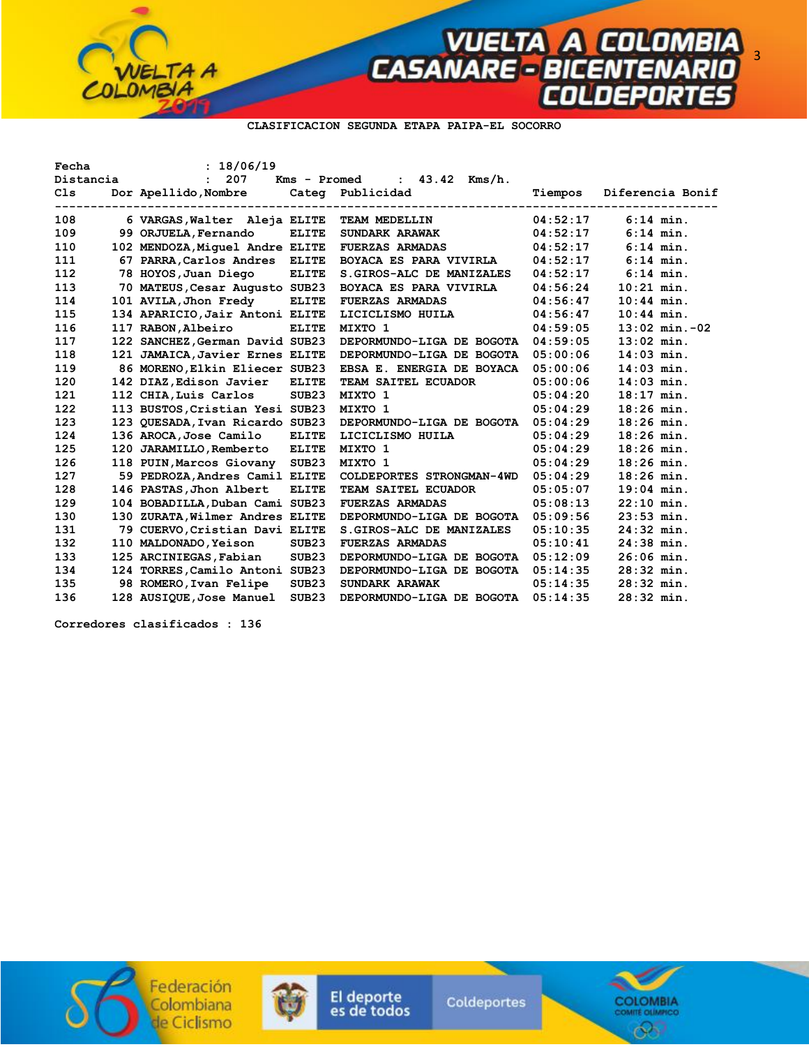CLASIFICACION SEGUNDA ETAPA PAIPA-EL SOCORRO

Fecha : 18/06/19
Distancia : 207 Kms - Promed : 43.42 Kms/h.

| Cls | Dor | Apellido,Nombre | Categ | Publicidad | Tiempos | Diferencia | Bonif |
|---|---|---|---|---|---|---|---|
| 108 | 6 | VARGAS,Walter Aleja | ELITE | TEAM MEDELLIN | 04:52:17 | 6:14 min. | |
| 109 | 99 | ORJUELA,Fernando | ELITE | SUNDARK ARAWAK | 04:52:17 | 6:14 min. | |
| 110 | 102 | MENDOZA,Miguel Andre | ELITE | FUERZAS ARMADAS | 04:52:17 | 6:14 min. | |
| 111 | 67 | PARRA,Carlos Andres | ELITE | BOYACA ES PARA VIVIRLA | 04:52:17 | 6:14 min. | |
| 112 | 78 | HOYOS,Juan Diego | ELITE | S.GIROS-ALC DE MANIZALES | 04:52:17 | 6:14 min. | |
| 113 | 70 | MATEUS,Cesar Augusto | SUB23 | BOYACA ES PARA VIVIRLA | 04:56:24 | 10:21 min. | |
| 114 | 101 | AVILA,Jhon Fredy | ELITE | FUERZAS ARMADAS | 04:56:47 | 10:44 min. | |
| 115 | 134 | APARICIO,Jair Antoni | ELITE | LICICLISMO HUILA | 04:56:47 | 10:44 min. | |
| 116 | 117 | RABON,Albeiro | ELITE | MIXTO 1 | 04:59:05 | 13:02 min. | -02 |
| 117 | 122 | SANCHEZ,German David | SUB23 | DEPORMUNDO-LIGA DE BOGOTA | 04:59:05 | 13:02 min. | |
| 118 | 121 | JAMAICA,Javier Ernes | ELITE | DEPORMUNDO-LIGA DE BOGOTA | 05:00:06 | 14:03 min. | |
| 119 | 86 | MORENO,Elkin Eliecer | SUB23 | EBSA E. ENERGIA DE BOYACA | 05:00:06 | 14:03 min. | |
| 120 | 142 | DIAZ,Edison Javier | ELITE | TEAM SAITEL ECUADOR | 05:00:06 | 14:03 min. | |
| 121 | 112 | CHIA,Luis Carlos | SUB23 | MIXTO 1 | 05:04:20 | 18:17 min. | |
| 122 | 113 | BUSTOS,Cristian Yesi | SUB23 | MIXTO 1 | 05:04:29 | 18:26 min. | |
| 123 | 123 | QUESADA,Ivan Ricardo | SUB23 | DEPORMUNDO-LIGA DE BOGOTA | 05:04:29 | 18:26 min. | |
| 124 | 136 | AROCA,Jose Camilo | ELITE | LICICLISMO HUILA | 05:04:29 | 18:26 min. | |
| 125 | 120 | JARAMILLO,Remberto | ELITE | MIXTO 1 | 05:04:29 | 18:26 min. | |
| 126 | 118 | PUIN,Marcos Giovany | SUB23 | MIXTO 1 | 05:04:29 | 18:26 min. | |
| 127 | 59 | PEDROZA,Andres Camil | ELITE | COLDEPORTES STRONGMAN-4WD | 05:04:29 | 18:26 min. | |
| 128 | 146 | PASTAS,Jhon Albert | ELITE | TEAM SAITEL ECUADOR | 05:05:07 | 19:04 min. | |
| 129 | 104 | BOBADILLA,Duban Cami | SUB23 | FUERZAS ARMADAS | 05:08:13 | 22:10 min. | |
| 130 | 130 | ZURATA,Wilmer Andres | ELITE | DEPORMUNDO-LIGA DE BOGOTA | 05:09:56 | 23:53 min. | |
| 131 | 79 | CUERVO,Cristian Davi | ELITE | S.GIROS-ALC DE MANIZALES | 05:10:35 | 24:32 min. | |
| 132 | 110 | MALDONADO,Yeison | SUB23 | FUERZAS ARMADAS | 05:10:41 | 24:38 min. | |
| 133 | 125 | ARCINIEGAS,Fabian | SUB23 | DEPORMUNDO-LIGA DE BOGOTA | 05:12:09 | 26:06 min. | |
| 134 | 124 | TORRES,Camilo Antoni | SUB23 | DEPORMUNDO-LIGA DE BOGOTA | 05:14:35 | 28:32 min. | |
| 135 | 98 | ROMERO,Ivan Felipe | SUB23 | SUNDARK ARAWAK | 05:14:35 | 28:32 min. | |
| 136 | 128 | AUSIQUE,Jose Manuel | SUB23 | DEPORMUNDO-LIGA DE BOGOTA | 05:14:35 | 28:32 min. | |

Corredores clasificados : 136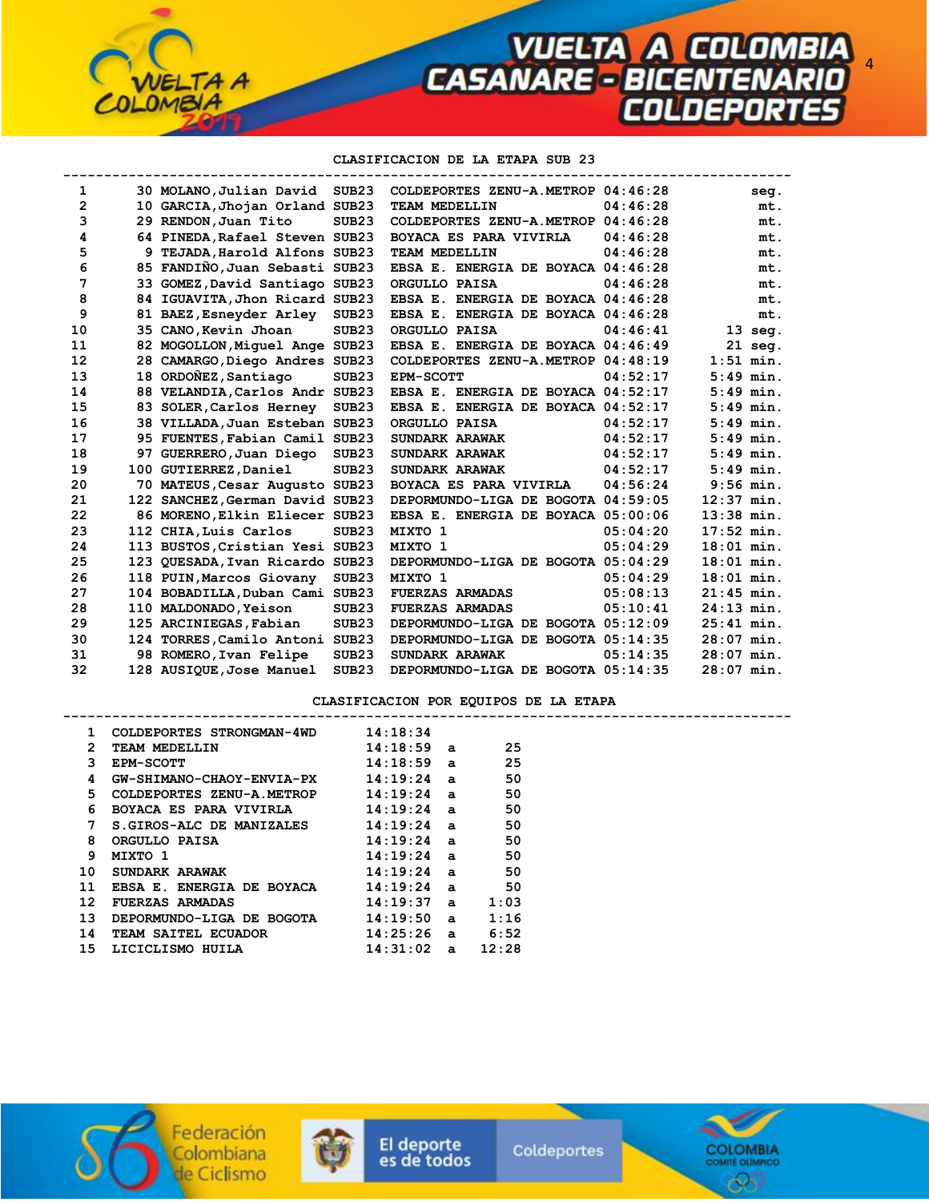## CLASIFICACION DE LA ETAPA SUB 23

| | | | | | | |
|---|---|---|---|---|---|---|
| 1 | 30 | MOLANO,Julian David | SUB23 | COLDEPORTES ZENU-A.METROP | 04:46:28 | seg. |
| 2 | 10 | GARCIA,Jhojan Orland | SUB23 | TEAM MEDELLIN | 04:46:28 | mt. |
| 3 | 29 | RENDON,Juan Tito | SUB23 | COLDEPORTES ZENU-A.METROP | 04:46:28 | mt. |
| 4 | 64 | PINEDA,Rafael Steven | SUB23 | BOYACA ES PARA VIVIRLA | 04:46:28 | mt. |
| 5 | 9 | TEJADA,Harold Alfons | SUB23 | TEAM MEDELLIN | 04:46:28 | mt. |
| 6 | 85 | FANDIÑO,Juan Sebasti | SUB23 | EBSA E. ENERGIA DE BOYACA | 04:46:28 | mt. |
| 7 | 33 | GOMEZ,David Santiago | SUB23 | ORGULLO PAISA | 04:46:28 | mt. |
| 8 | 84 | IGUAVITA,Jhon Ricard | SUB23 | EBSA E. ENERGIA DE BOYACA | 04:46:28 | mt. |
| 9 | 81 | BAEZ,Esneyder Arley | SUB23 | EBSA E. ENERGIA DE BOYACA | 04:46:28 | mt. |
| 10 | 35 | CANO,Kevin Jhoan | SUB23 | ORGULLO PAISA | 04:46:41 | 13 seg. |
| 11 | 82 | MOGOLLON,Miguel Ange | SUB23 | EBSA E. ENERGIA DE BOYACA | 04:46:49 | 21 seg. |
| 12 | 28 | CAMARGO,Diego Andres | SUB23 | COLDEPORTES ZENU-A.METROP | 04:48:19 | 1:51 min. |
| 13 | 18 | ORDOÑEZ,Santiago | SUB23 | EPM-SCOTT | 04:52:17 | 5:49 min. |
| 14 | 88 | VELANDIA,Carlos Andr | SUB23 | EBSA E. ENERGIA DE BOYACA | 04:52:17 | 5:49 min. |
| 15 | 83 | SOLER,Carlos Herney | SUB23 | EBSA E. ENERGIA DE BOYACA | 04:52:17 | 5:49 min. |
| 16 | 38 | VILLADA,Juan Esteban | SUB23 | ORGULLO PAISA | 04:52:17 | 5:49 min. |
| 17 | 95 | FUENTES,Fabian Camil | SUB23 | SUNDARK ARAWAK | 04:52:17 | 5:49 min. |
| 18 | 97 | GUERRERO,Juan Diego | SUB23 | SUNDARK ARAWAK | 04:52:17 | 5:49 min. |
| 19 | 100 | GUTIERREZ,Daniel | SUB23 | SUNDARK ARAWAK | 04:52:17 | 5:49 min. |
| 20 | 70 | MATEUS,Cesar Augusto | SUB23 | BOYACA ES PARA VIVIRLA | 04:56:24 | 9:56 min. |
| 21 | 122 | SANCHEZ,German David | SUB23 | DEPORMUNDO-LIGA DE BOGOTA | 04:59:05 | 12:37 min. |
| 22 | 86 | MORENO,Elkin Eliecer | SUB23 | EBSA E. ENERGIA DE BOYACA | 05:00:06 | 13:38 min. |
| 23 | 112 | CHIA,Luis Carlos | SUB23 | MIXTO 1 | 05:04:20 | 17:52 min. |
| 24 | 113 | BUSTOS,Cristian Yesi | SUB23 | MIXTO 1 | 05:04:29 | 18:01 min. |
| 25 | 123 | QUESADA,Ivan Ricardo | SUB23 | DEPORMUNDO-LIGA DE BOGOTA | 05:04:29 | 18:01 min. |
| 26 | 118 | PUIN,Marcos Giovany | SUB23 | MIXTO 1 | 05:04:29 | 18:01 min. |
| 27 | 104 | BOBADILLA,Duban Cami | SUB23 | FUERZAS ARMADAS | 05:08:13 | 21:45 min. |
| 28 | 110 | MALDONADO,Yeison | SUB23 | FUERZAS ARMADAS | 05:10:41 | 24:13 min. |
| 29 | 125 | ARCINIEGAS,Fabian | SUB23 | DEPORMUNDO-LIGA DE BOGOTA | 05:12:09 | 25:41 min. |
| 30 | 124 | TORRES,Camilo Antoni | SUB23 | DEPORMUNDO-LIGA DE BOGOTA | 05:14:35 | 28:07 min. |
| 31 | 98 | ROMERO,Ivan Felipe | SUB23 | SUNDARK ARAWAK | 05:14:35 | 28:07 min. |
| 32 | 128 | AUSIQUE,Jose Manuel | SUB23 | DEPORMUNDO-LIGA DE BOGOTA | 05:14:35 | 28:07 min. |

## CLASIFICACION POR EQUIPOS DE LA ETAPA

| | | | | |
|---|---|---|---|---|
| 1 | COLDEPORTES STRONGMAN-4WD | 14:18:34 | | |
| 2 | TEAM MEDELLIN | 14:18:59 | a | 25 |
| 3 | EPM-SCOTT | 14:18:59 | a | 25 |
| 4 | GW-SHIMANO-CHAOY-ENVIA-PX | 14:19:24 | a | 50 |
| 5 | COLDEPORTES ZENU-A.METROP | 14:19:24 | a | 50 |
| 6 | BOYACA ES PARA VIVIRLA | 14:19:24 | a | 50 |
| 7 | S.GIROS-ALC DE MANIZALES | 14:19:24 | a | 50 |
| 8 | ORGULLO PAISA | 14:19:24 | a | 50 |
| 9 | MIXTO 1 | 14:19:24 | a | 50 |
| 10 | SUNDARK ARAWAK | 14:19:24 | a | 50 |
| 11 | EBSA E. ENERGIA DE BOYACA | 14:19:24 | a | 50 |
| 12 | FUERZAS ARMADAS | 14:19:37 | a | 1:03 |
| 13 | DEPORMUNDO-LIGA DE BOGOTA | 14:19:50 | a | 1:16 |
| 14 | TEAM SAITEL ECUADOR | 14:25:26 | a | 6:52 |
| 15 | LICICLISMO HUILA | 14:31:02 | a | 12:28 |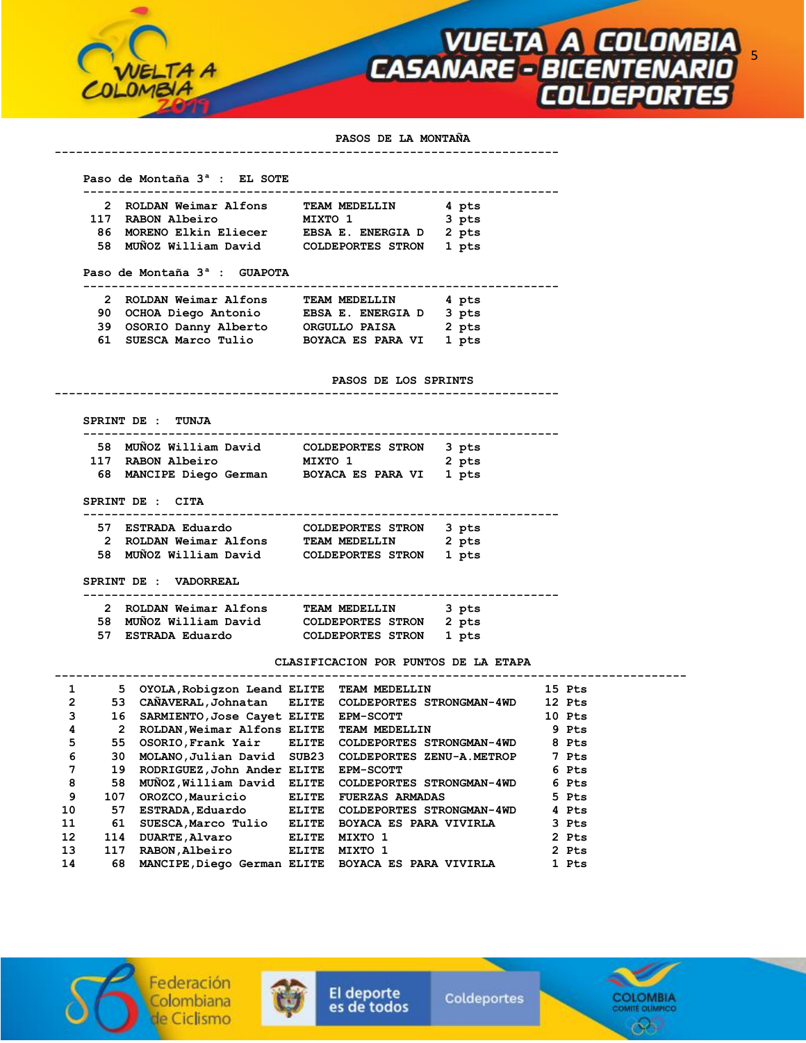## PASOS DE LA MONTAÑA

### Paso de Montaña 3ª : EL SOTE

| Dorsal | Corredor | Equipo | Puntos |
|---|---|---|---|
| 2 | ROLDAN Weimar Alfons | TEAM MEDELLIN | 4 pts |
| 117 | RABON Albeiro | MIXTO 1 | 3 pts |
| 86 | MORENO Elkin Eliecer | EBSA E. ENERGIA D | 2 pts |
| 58 | MUÑOZ William David | COLDEPORTES STRON | 1 pts |

### Paso de Montaña 3ª : GUAPOTA

| Dorsal | Corredor | Equipo | Puntos |
|---|---|---|---|
| 2 | ROLDAN Weimar Alfons | TEAM MEDELLIN | 4 pts |
| 90 | OCHOA Diego Antonio | EBSA E. ENERGIA D | 3 pts |
| 39 | OSORIO Danny Alberto | ORGULLO PAISA | 2 pts |
| 61 | SUESCA Marco Tulio | BOYACA ES PARA VI | 1 pts |

## PASOS DE LOS SPRINTS

### SPRINT DE : TUNJA

| Dorsal | Corredor | Equipo | Puntos |
|---|---|---|---|
| 58 | MUÑOZ William David | COLDEPORTES STRON | 3 pts |
| 117 | RABON Albeiro | MIXTO 1 | 2 pts |
| 68 | MANCIPE Diego German | BOYACA ES PARA VI | 1 pts |

### SPRINT DE : CITA

| Dorsal | Corredor | Equipo | Puntos |
|---|---|---|---|
| 57 | ESTRADA Eduardo | COLDEPORTES STRON | 3 pts |
| 2 | ROLDAN Weimar Alfons | TEAM MEDELLIN | 2 pts |
| 58 | MUÑOZ William David | COLDEPORTES STRON | 1 pts |

### SPRINT DE : VADORREAL

| Dorsal | Corredor | Equipo | Puntos |
|---|---|---|---|
| 2 | ROLDAN Weimar Alfons | TEAM MEDELLIN | 3 pts |
| 58 | MUÑOZ William David | COLDEPORTES STRON | 2 pts |
| 57 | ESTRADA Eduardo | COLDEPORTES STRON | 1 pts |

## CLASIFICACION POR PUNTOS DE LA ETAPA

| Pos | Dorsal | Corredor | Cat. | Equipo | Puntos |
|---|---|---|---|---|---|
| 1 | 5 | OYOLA,Robigzon Leand | ELITE | TEAM MEDELLIN | 15 Pts |
| 2 | 53 | CAÑAVERAL,Johnatan | ELITE | COLDEPORTES STRONGMAN-4WD | 12 Pts |
| 3 | 16 | SARMIENTO,Jose Cayet | ELITE | EPM-SCOTT | 10 Pts |
| 4 | 2 | ROLDAN,Weimar Alfons | ELITE | TEAM MEDELLIN | 9 Pts |
| 5 | 55 | OSORIO,Frank Yair | ELITE | COLDEPORTES STRONGMAN-4WD | 8 Pts |
| 6 | 30 | MOLANO,Julian David | SUB23 | COLDEPORTES ZENU-A.METROP | 7 Pts |
| 7 | 19 | RODRIGUEZ,John Ander | ELITE | EPM-SCOTT | 6 Pts |
| 8 | 58 | MUÑOZ,William David | ELITE | COLDEPORTES STRONGMAN-4WD | 6 Pts |
| 9 | 107 | OROZCO,Mauricio | ELITE | FUERZAS ARMADAS | 5 Pts |
| 10 | 57 | ESTRADA,Eduardo | ELITE | COLDEPORTES STRONGMAN-4WD | 4 Pts |
| 11 | 61 | SUESCA,Marco Tulio | ELITE | BOYACA ES PARA VIVIRLA | 3 Pts |
| 12 | 114 | DUARTE,Alvaro | ELITE | MIXTO 1 | 2 Pts |
| 13 | 117 | RABON,Albeiro | ELITE | MIXTO 1 | 2 Pts |
| 14 | 68 | MANCIPE,Diego German | ELITE | BOYACA ES PARA VIVIRLA | 1 Pts |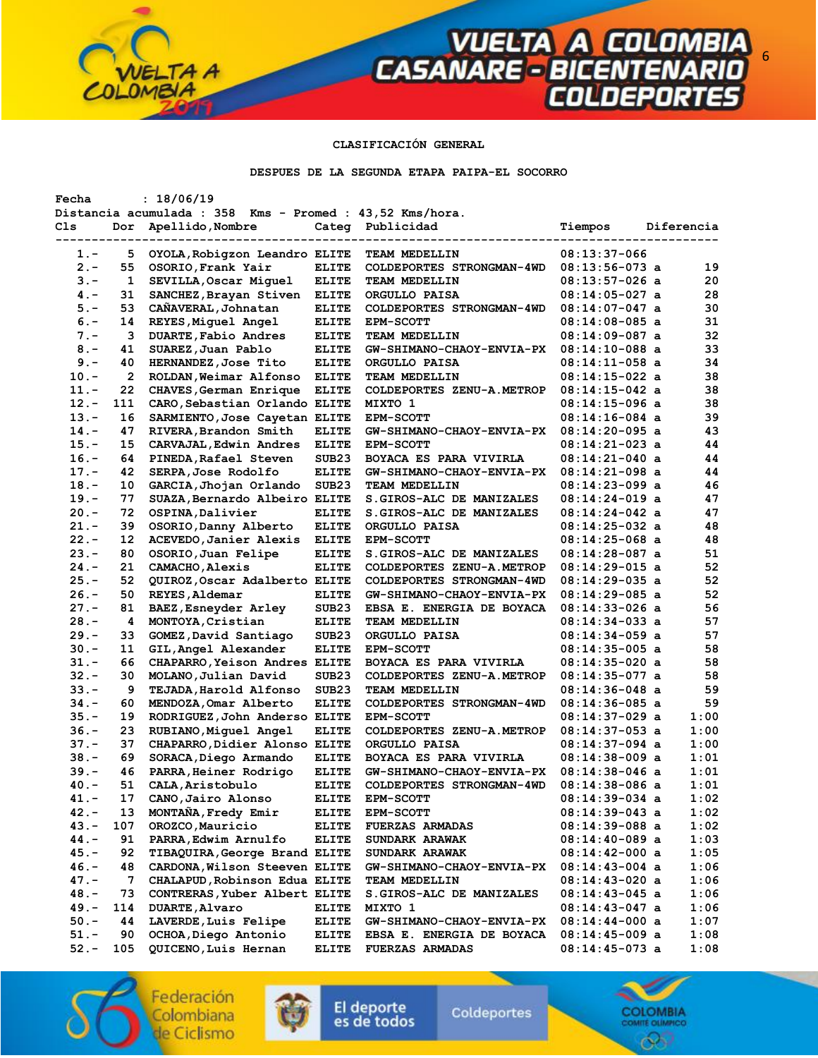**CLASIFICACIÓN GENERAL**

**DESPUES DE LA SEGUNDA ETAPA PAIPA-EL SOCORRO**

Fecha : 18/06/19
Distancia acumulada : 358 Kms - Promed : 43,52 Kms/hora.

| Cls | Dor | Apellido,Nombre | Categ | Publicidad | Tiempos | Diferencia |
|---|---|---|---|---|---|---|
| 1.- | 5 | OYOLA,Robigzon Leandro | ELITE | TEAM MEDELLIN | 08:13:37-066 | |
| 2.- | 55 | OSORIO,Frank Yair | ELITE | COLDEPORTES STRONGMAN-4WD | 08:13:56-073 a | 19 |
| 3.- | 1 | SEVILLA,Oscar Miguel | ELITE | TEAM MEDELLIN | 08:13:57-026 a | 20 |
| 4.- | 31 | SANCHEZ,Brayan Stiven | ELITE | ORGULLO PAISA | 08:14:05-027 a | 28 |
| 5.- | 53 | CAÑAVERAL,Johnatan | ELITE | COLDEPORTES STRONGMAN-4WD | 08:14:07-047 a | 30 |
| 6.- | 14 | REYES,Miguel Angel | ELITE | EPM-SCOTT | 08:14:08-085 a | 31 |
| 7.- | 3 | DUARTE,Fabio Andres | ELITE | TEAM MEDELLIN | 08:14:09-087 a | 32 |
| 8.- | 41 | SUAREZ,Juan Pablo | ELITE | GW-SHIMANO-CHAOY-ENVIA-PX | 08:14:10-088 a | 33 |
| 9.- | 40 | HERNANDEZ,Jose Tito | ELITE | ORGULLO PAISA | 08:14:11-058 a | 34 |
| 10.- | 2 | ROLDAN,Weimar Alfonso | ELITE | TEAM MEDELLIN | 08:14:15-022 a | 38 |
| 11.- | 22 | CHAVES,German Enrique | ELITE | COLDEPORTES ZENU-A.METROP | 08:14:15-042 a | 38 |
| 12.- | 111 | CARO,Sebastian Orlando | ELITE | MIXTO 1 | 08:14:15-096 a | 38 |
| 13.- | 16 | SARMIENTO,Jose Cayetan | ELITE | EPM-SCOTT | 08:14:16-084 a | 39 |
| 14.- | 47 | RIVERA,Brandon Smith | ELITE | GW-SHIMANO-CHAOY-ENVIA-PX | 08:14:20-095 a | 43 |
| 15.- | 15 | CARVAJAL,Edwin Andres | ELITE | EPM-SCOTT | 08:14:21-023 a | 44 |
| 16.- | 64 | PINEDA,Rafael Steven | SUB23 | BOYACA ES PARA VIVIRLA | 08:14:21-040 a | 44 |
| 17.- | 42 | SERPA,Jose Rodolfo | ELITE | GW-SHIMANO-CHAOY-ENVIA-PX | 08:14:21-098 a | 44 |
| 18.- | 10 | GARCIA,Jhojan Orlando | SUB23 | TEAM MEDELLIN | 08:14:23-099 a | 46 |
| 19.- | 77 | SUAZA,Bernardo Albeiro | ELITE | S.GIROS-ALC DE MANIZALES | 08:14:24-019 a | 47 |
| 20.- | 72 | OSPINA,Dalivier | ELITE | S.GIROS-ALC DE MANIZALES | 08:14:24-042 a | 47 |
| 21.- | 39 | OSORIO,Danny Alberto | ELITE | ORGULLO PAISA | 08:14:25-032 a | 48 |
| 22.- | 12 | ACEVEDO,Janier Alexis | ELITE | EPM-SCOTT | 08:14:25-068 a | 48 |
| 23.- | 80 | OSORIO,Juan Felipe | ELITE | S.GIROS-ALC DE MANIZALES | 08:14:28-087 a | 51 |
| 24.- | 21 | CAMACHO,Alexis | ELITE | COLDEPORTES ZENU-A.METROP | 08:14:29-015 a | 52 |
| 25.- | 52 | QUIROZ,Oscar Adalberto | ELITE | COLDEPORTES STRONGMAN-4WD | 08:14:29-035 a | 52 |
| 26.- | 50 | REYES,Aldemar | ELITE | GW-SHIMANO-CHAOY-ENVIA-PX | 08:14:29-085 a | 52 |
| 27.- | 81 | BAEZ,Esneyder Arley | SUB23 | EBSA E. ENERGIA DE BOYACA | 08:14:33-026 a | 56 |
| 28.- | 4 | MONTOYA,Cristian | ELITE | TEAM MEDELLIN | 08:14:34-033 a | 57 |
| 29.- | 33 | GOMEZ,David Santiago | SUB23 | ORGULLO PAISA | 08:14:34-059 a | 57 |
| 30.- | 11 | GIL,Angel Alexander | ELITE | EPM-SCOTT | 08:14:35-005 a | 58 |
| 31.- | 66 | CHAPARRO,Yeison Andres | ELITE | BOYACA ES PARA VIVIRLA | 08:14:35-020 a | 58 |
| 32.- | 30 | MOLANO,Julian David | SUB23 | COLDEPORTES ZENU-A.METROP | 08:14:35-077 a | 58 |
| 33.- | 9 | TEJADA,Harold Alfonso | SUB23 | TEAM MEDELLIN | 08:14:36-048 a | 59 |
| 34.- | 60 | MENDOZA,Omar Alberto | ELITE | COLDEPORTES STRONGMAN-4WD | 08:14:36-085 a | 59 |
| 35.- | 19 | RODRIGUEZ,John Anderso | ELITE | EPM-SCOTT | 08:14:37-029 a | 1:00 |
| 36.- | 23 | RUBIANO,Miguel Angel | ELITE | COLDEPORTES ZENU-A.METROP | 08:14:37-053 a | 1:00 |
| 37.- | 37 | CHAPARRO,Didier Alonso | ELITE | ORGULLO PAISA | 08:14:37-094 a | 1:00 |
| 38.- | 69 | SORACA,Diego Armando | ELITE | BOYACA ES PARA VIVIRLA | 08:14:38-009 a | 1:01 |
| 39.- | 46 | PARRA,Heiner Rodrigo | ELITE | GW-SHIMANO-CHAOY-ENVIA-PX | 08:14:38-046 a | 1:01 |
| 40.- | 51 | CALA,Aristobulo | ELITE | COLDEPORTES STRONGMAN-4WD | 08:14:38-086 a | 1:01 |
| 41.- | 17 | CANO,Jairo Alonso | ELITE | EPM-SCOTT | 08:14:39-034 a | 1:02 |
| 42.- | 13 | MONTAÑA,Fredy Emir | ELITE | EPM-SCOTT | 08:14:39-043 a | 1:02 |
| 43.- | 107 | OROZCO,Mauricio | ELITE | FUERZAS ARMADAS | 08:14:39-088 a | 1:02 |
| 44.- | 91 | PARRA,Edwim Arnulfo | ELITE | SUNDARK ARAWAK | 08:14:40-089 a | 1:03 |
| 45.- | 92 | TIBAQUIRA,George Brand | ELITE | SUNDARK ARAWAK | 08:14:42-000 a | 1:05 |
| 46.- | 48 | CARDONA,Wilson Steeven | ELITE | GW-SHIMANO-CHAOY-ENVIA-PX | 08:14:43-004 a | 1:06 |
| 47.- | 7 | CHALAPUD,Robinson Edua | ELITE | TEAM MEDELLIN | 08:14:43-020 a | 1:06 |
| 48.- | 73 | CONTRERAS,Yuber Albert | ELITE | S.GIROS-ALC DE MANIZALES | 08:14:43-045 a | 1:06 |
| 49.- | 114 | DUARTE,Alvaro | ELITE | MIXTO 1 | 08:14:43-047 a | 1:06 |
| 50.- | 44 | LAVERDE,Luis Felipe | ELITE | GW-SHIMANO-CHAOY-ENVIA-PX | 08:14:44-000 a | 1:07 |
| 51.- | 90 | OCHOA,Diego Antonio | ELITE | EBSA E. ENERGIA DE BOYACA | 08:14:45-009 a | 1:08 |
| 52.- | 105 | QUICENO,Luis Hernan | ELITE | FUERZAS ARMADAS | 08:14:45-073 a | 1:08 |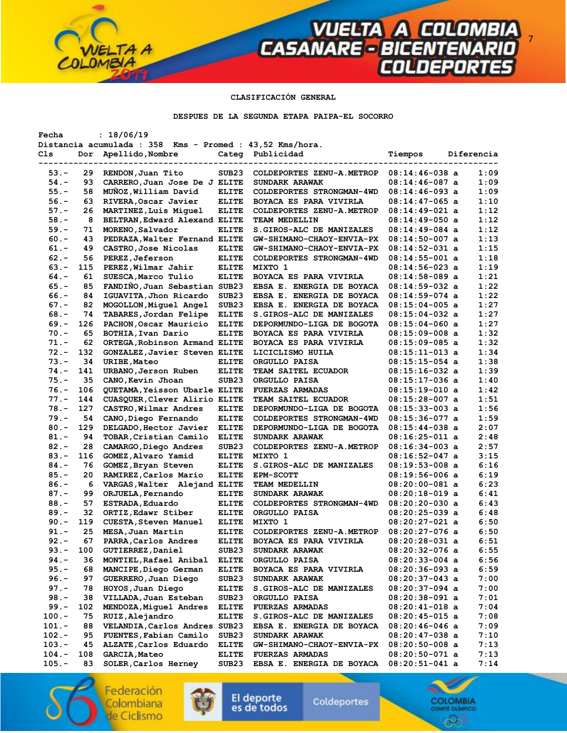**CLASIFICACIÓN GENERAL**

**DESPUES DE LA SEGUNDA ETAPA PAIPA-EL SOCORRO**

Fecha : 18/06/19
Distancia acumulada : 358 Kms - Promed : 43,52 Kms/hora.

| Cls | Dor | Apellido,Nombre | Categ | Publicidad | Tiempos | Diferencia |
|---|---|---|---|---|---|---|
| 53.- | 29 | RENDON,Juan Tito | SUB23 | COLDEPORTES ZENU-A.METROP | 08:14:46-038 a | 1:09 |
| 54.- | 93 | CARRERO,Juan Jose De J | ELITE | SUNDARK ARAWAK | 08:14:46-087 a | 1:09 |
| 55.- | 58 | MUÑOZ,William David | ELITE | COLDEPORTES STRONGMAN-4WD | 08:14:46-093 a | 1:09 |
| 56.- | 63 | RIVERA,Oscar Javier | ELITE | BOYACA ES PARA VIVIRLA | 08:14:47-065 a | 1:10 |
| 57.- | 26 | MARTINEZ,Luis Miguel | ELITE | COLDEPORTES ZENU-A.METROP | 08:14:49-021 a | 1:12 |
| 58.- | 8 | BELTRAN,Edward Alexand | ELITE | TEAM MEDELLIN | 08:14:49-050 a | 1:12 |
| 59.- | 71 | MORENO,Salvador | ELITE | S.GIROS-ALC DE MANIZALES | 08:14:49-084 a | 1:12 |
| 60.- | 43 | PEDRAZA,Walter Fernand | ELITE | GW-SHIMANO-CHAOY-ENVIA-PX | 08:14:50-007 a | 1:13 |
| 61.- | 49 | CASTRO,Jose Nicolas | ELITE | GW-SHIMANO-CHAOY-ENVIA-PX | 08:14:52-031 a | 1:15 |
| 62.- | 56 | PEREZ,Jeferson | ELITE | COLDEPORTES STRONGMAN-4WD | 08:14:55-001 a | 1:18 |
| 63.- | 115 | PEREZ,Wilmar Jahir | ELITE | MIXTO 1 | 08:14:56-023 a | 1:19 |
| 64.- | 61 | SUESCA,Marco Tulio | ELITE | BOYACA ES PARA VIVIRLA | 08:14:58-089 a | 1:21 |
| 65.- | 85 | FANDIÑO,Juan Sebastian | SUB23 | EBSA E. ENERGIA DE BOYACA | 08:14:59-032 a | 1:22 |
| 66.- | 84 | IGUAVITA,Jhon Ricardo | SUB23 | EBSA E. ENERGIA DE BOYACA | 08:14:59-074 a | 1:22 |
| 67.- | 82 | MOGOLLON,Miguel Angel | SUB23 | EBSA E. ENERGIA DE BOYACA | 08:15:04-005 a | 1:27 |
| 68.- | 74 | TABARES,Jordan Felipe | ELITE | S.GIROS-ALC DE MANIZALES | 08:15:04-032 a | 1:27 |
| 69.- | 126 | PACHON,Oscar Mauricio | ELITE | DEPORMUNDO-LIGA DE BOGOTA | 08:15:04-060 a | 1:27 |
| 70.- | 65 | BOTHIA,Ivan Dario | ELITE | BOYACA ES PARA VIVIRLA | 08:15:09-008 a | 1:32 |
| 71.- | 62 | ORTEGA,Robinson Armand | ELITE | BOYACA ES PARA VIVIRLA | 08:15:09-085 a | 1:32 |
| 72.- | 132 | GONZALEZ,Javier Steven | ELITE | LICICLISMO HUILA | 08:15:11-013 a | 1:34 |
| 73.- | 34 | URIBE,Mateo | ELITE | ORGULLO PAISA | 08:15:15-054 a | 1:38 |
| 74.- | 141 | URBANO,Jerson Ruben | ELITE | TEAM SAITEL ECUADOR | 08:15:16-032 a | 1:39 |
| 75.- | 35 | CANO,Kevin Jhoan | SUB23 | ORGULLO PAISA | 08:15:17-036 a | 1:40 |
| 76.- | 106 | QUETAMA,Yeisson Ubarle | ELITE | FUERZAS ARMADAS | 08:15:19-010 a | 1:42 |
| 77.- | 144 | CUASQUER,Clever Alirio | ELITE | TEAM SAITEL ECUADOR | 08:15:28-007 a | 1:51 |
| 78.- | 127 | CASTRO,Wilmar Andres | ELITE | DEPORMUNDO-LIGA DE BOGOTA | 08:15:33-003 a | 1:56 |
| 79.- | 54 | CANO,Diego Fernando | ELITE | COLDEPORTES STRONGMAN-4WD | 08:15:36-077 a | 1:59 |
| 80.- | 129 | DELGADO,Hector Javier | ELITE | DEPORMUNDO-LIGA DE BOGOTA | 08:15:44-038 a | 2:07 |
| 81.- | 94 | TOBAR,Cristian Camilo | ELITE | SUNDARK ARAWAK | 08:16:25-011 a | 2:48 |
| 82.- | 28 | CAMARGO,Diego Andres | SUB23 | COLDEPORTES ZENU-A.METROP | 08:16:34-003 a | 2:57 |
| 83.- | 116 | GOMEZ,Alvaro Yamid | ELITE | MIXTO 1 | 08:16:52-047 a | 3:15 |
| 84.- | 76 | GOMEZ,Bryan Steven | ELITE | S.GIROS-ALC DE MANIZALES | 08:19:53-008 a | 6:16 |
| 85.- | 20 | RAMIREZ,Carlos Mario | ELITE | EPM-SCOTT | 08:19:56-006 a | 6:19 |
| 86.- | 6 | VARGAS,Walter Alejand | ELITE | TEAM MEDELLIN | 08:20:00-081 a | 6:23 |
| 87.- | 99 | ORJUELA,Fernando | ELITE | SUNDARK ARAWAK | 08:20:18-019 a | 6:41 |
| 88.- | 57 | ESTRADA,Eduardo | ELITE | COLDEPORTES STRONGMAN-4WD | 08:20:20-030 a | 6:43 |
| 89.- | 32 | ORTIZ,Edawr Stiber | ELITE | ORGULLO PAISA | 08:20:25-039 a | 6:48 |
| 90.- | 119 | CUESTA,Steven Manuel | ELITE | MIXTO 1 | 08:20:27-021 a | 6:50 |
| 91.- | 25 | MESA,Juan Martin | ELITE | COLDEPORTES ZENU-A.METROP | 08:20:27-076 a | 6:50 |
| 92.- | 67 | PARRA,Carlos Andres | ELITE | BOYACA ES PARA VIVIRLA | 08:20:28-031 a | 6:51 |
| 93.- | 100 | GUTIERREZ,Daniel | SUB23 | SUNDARK ARAWAK | 08:20:32-076 a | 6:55 |
| 94.- | 36 | MONTIEL,Rafael Anibal | ELITE | ORGULLO PAISA | 08:20:33-004 a | 6:56 |
| 95.- | 68 | MANCIPE,Diego German | ELITE | BOYACA ES PARA VIVIRLA | 08:20:36-093 a | 6:59 |
| 96.- | 97 | GUERRERO,Juan Diego | SUB23 | SUNDARK ARAWAK | 08:20:37-043 a | 7:00 |
| 97.- | 78 | HOYOS,Juan Diego | ELITE | S.GIROS-ALC DE MANIZALES | 08:20:37-094 a | 7:00 |
| 98.- | 38 | VILLADA,Juan Esteban | SUB23 | ORGULLO PAISA | 08:20:38-091 a | 7:01 |
| 99.- | 102 | MENDOZA,Miguel Andres | ELITE | FUERZAS ARMADAS | 08:20:41-018 a | 7:04 |
| 100.- | 75 | RUIZ,Alejandro | ELITE | S.GIROS-ALC DE MANIZALES | 08:20:45-015 a | 7:08 |
| 101.- | 88 | VELANDIA,Carlos Andres | SUB23 | EBSA E. ENERGIA DE BOYACA | 08:20:46-046 a | 7:09 |
| 102.- | 95 | FUENTES,Fabian Camilo | SUB23 | SUNDARK ARAWAK | 08:20:47-038 a | 7:10 |
| 103.- | 45 | ALZATE,Carlos Eduardo | ELITE | GW-SHIMANO-CHAOY-ENVIA-PX | 08:20:50-008 a | 7:13 |
| 104.- | 108 | GARCIA,Mateo | ELITE | FUERZAS ARMADAS | 08:20:50-071 a | 7:13 |
| 105.- | 83 | SOLER,Carlos Herney | SUB23 | EBSA E. ENERGIA DE BOYACA | 08:20:51-041 a | 7:14 |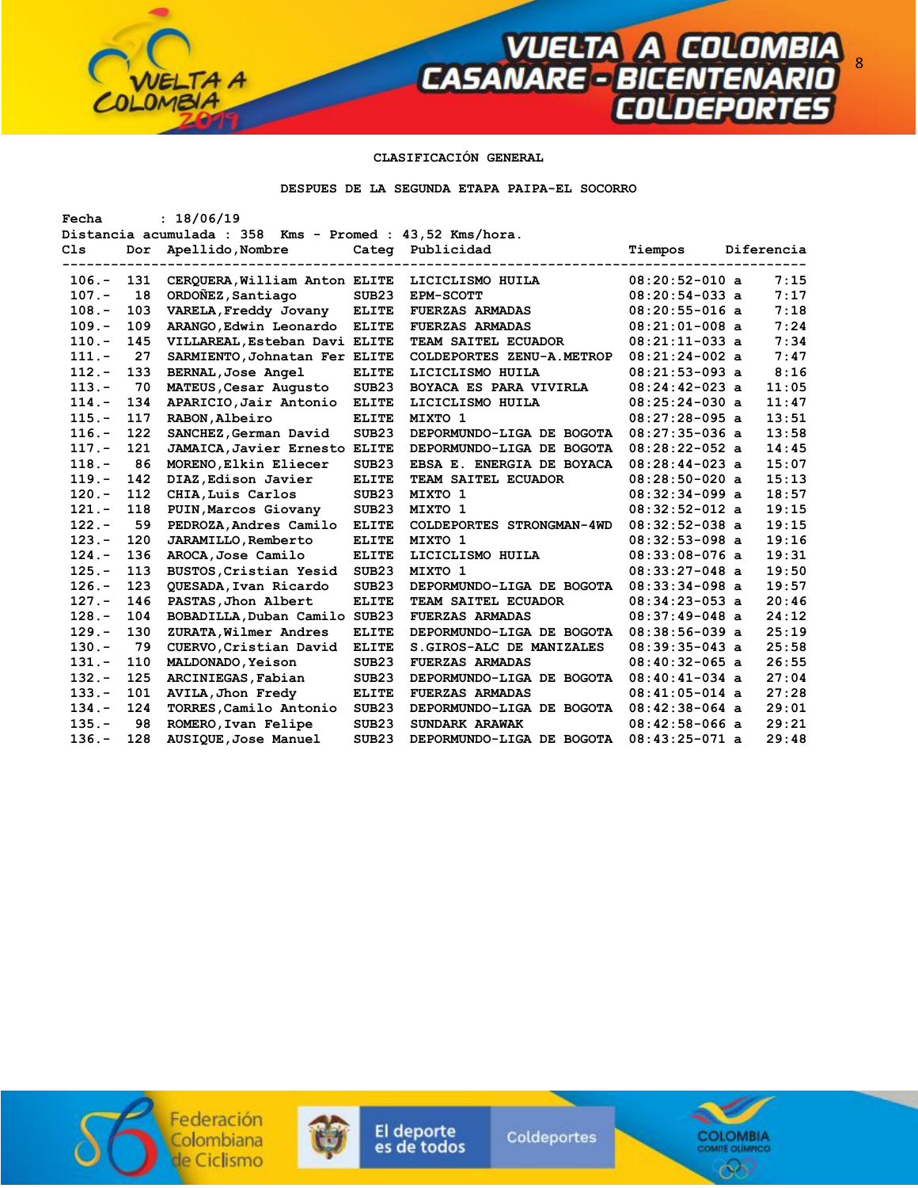**CLASIFICACIÓN GENERAL**

**DESPUES DE LA SEGUNDA ETAPA PAIPA-EL SOCORRO**

Fecha : 18/06/19
Distancia acumulada : 358 Kms - Promed : 43,52 Kms/hora.

| Cls | Dor | Apellido,Nombre | Categ | Publicidad | Tiempos | Diferencia |
|---|---|---|---|---|---|---|
| 106.- | 131 | CERQUERA,William Anton | ELITE | LICICLISMO HUILA | 08:20:52-010 a | 7:15 |
| 107.- | 18 | ORDOÑEZ,Santiago | SUB23 | EPM-SCOTT | 08:20:54-033 a | 7:17 |
| 108.- | 103 | VARELA,Freddy Jovany | ELITE | FUERZAS ARMADAS | 08:20:55-016 a | 7:18 |
| 109.- | 109 | ARANGO,Edwin Leonardo | ELITE | FUERZAS ARMADAS | 08:21:01-008 a | 7:24 |
| 110.- | 145 | VILLAREAL,Esteban Davi | ELITE | TEAM SAITEL ECUADOR | 08:21:11-033 a | 7:34 |
| 111.- | 27 | SARMIENTO,Johnatan Fer | ELITE | COLDEPORTES ZENU-A.METROP | 08:21:24-002 a | 7:47 |
| 112.- | 133 | BERNAL,Jose Angel | ELITE | LICICLISMO HUILA | 08:21:53-093 a | 8:16 |
| 113.- | 70 | MATEUS,Cesar Augusto | SUB23 | BOYACA ES PARA VIVIRLA | 08:24:42-023 a | 11:05 |
| 114.- | 134 | APARICIO,Jair Antonio | ELITE | LICICLISMO HUILA | 08:25:24-030 a | 11:47 |
| 115.- | 117 | RABON,Albeiro | ELITE | MIXTO 1 | 08:27:28-095 a | 13:51 |
| 116.- | 122 | SANCHEZ,German David | SUB23 | DEPORMUNDO-LIGA DE BOGOTA | 08:27:35-036 a | 13:58 |
| 117.- | 121 | JAMAICA,Javier Ernesto | ELITE | DEPORMUNDO-LIGA DE BOGOTA | 08:28:22-052 a | 14:45 |
| 118.- | 86 | MORENO,Elkin Eliecer | SUB23 | EBSA E. ENERGIA DE BOYACA | 08:28:44-023 a | 15:07 |
| 119.- | 142 | DIAZ,Edison Javier | ELITE | TEAM SAITEL ECUADOR | 08:28:50-020 a | 15:13 |
| 120.- | 112 | CHIA,Luis Carlos | SUB23 | MIXTO 1 | 08:32:34-099 a | 18:57 |
| 121.- | 118 | PUIN,Marcos Giovany | SUB23 | MIXTO 1 | 08:32:52-012 a | 19:15 |
| 122.- | 59 | PEDROZA,Andres Camilo | ELITE | COLDEPORTES STRONGMAN-4WD | 08:32:52-038 a | 19:15 |
| 123.- | 120 | JARAMILLO,Remberto | ELITE | MIXTO 1 | 08:32:53-098 a | 19:16 |
| 124.- | 136 | AROCA,Jose Camilo | ELITE | LICICLISMO HUILA | 08:33:08-076 a | 19:31 |
| 125.- | 113 | BUSTOS,Cristian Yesid | SUB23 | MIXTO 1 | 08:33:27-048 a | 19:50 |
| 126.- | 123 | QUESADA,Ivan Ricardo | SUB23 | DEPORMUNDO-LIGA DE BOGOTA | 08:33:34-098 a | 19:57 |
| 127.- | 146 | PASTAS,Jhon Albert | ELITE | TEAM SAITEL ECUADOR | 08:34:23-053 a | 20:46 |
| 128.- | 104 | BOBADILLA,Duban Camilo | SUB23 | FUERZAS ARMADAS | 08:37:49-048 a | 24:12 |
| 129.- | 130 | ZURATA,Wilmer Andres | ELITE | DEPORMUNDO-LIGA DE BOGOTA | 08:38:56-039 a | 25:19 |
| 130.- | 79 | CUERVO,Cristian David | ELITE | S.GIROS-ALC DE MANIZALES | 08:39:35-043 a | 25:58 |
| 131.- | 110 | MALDONADO,Yeison | SUB23 | FUERZAS ARMADAS | 08:40:32-065 a | 26:55 |
| 132.- | 125 | ARCINIEGAS,Fabian | SUB23 | DEPORMUNDO-LIGA DE BOGOTA | 08:40:41-034 a | 27:04 |
| 133.- | 101 | AVILA,Jhon Fredy | ELITE | FUERZAS ARMADAS | 08:41:05-014 a | 27:28 |
| 134.- | 124 | TORRES,Camilo Antonio | SUB23 | DEPORMUNDO-LIGA DE BOGOTA | 08:42:38-064 a | 29:01 |
| 135.- | 98 | ROMERO,Ivan Felipe | SUB23 | SUNDARK ARAWAK | 08:42:58-066 a | 29:21 |
| 136.- | 128 | AUSIQUE,Jose Manuel | SUB23 | DEPORMUNDO-LIGA DE BOGOTA | 08:43:25-071 a | 29:48 |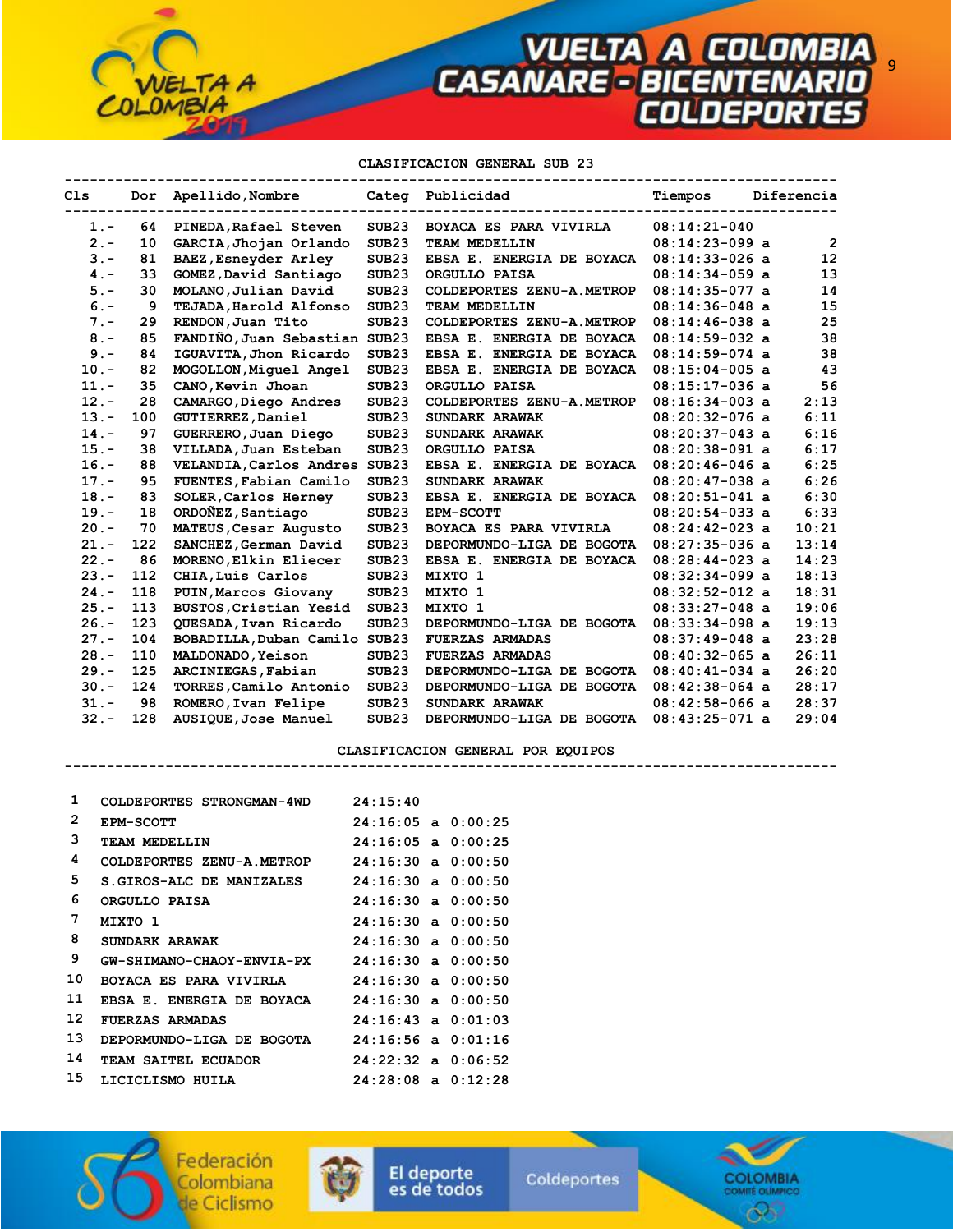## CLASIFICACION GENERAL SUB 23

| Cls | Dor | Apellido,Nombre | Categ | Publicidad | Tiempos | Diferencia |
|---|---|---|---|---|---|---|
| 1.- | 64 | PINEDA,Rafael Steven | SUB23 | BOYACA ES PARA VIVIRLA | 08:14:21-040 | |
| 2.- | 10 | GARCIA,Jhojan Orlando | SUB23 | TEAM MEDELLIN | 08:14:23-099 a | 2 |
| 3.- | 81 | BAEZ,Esneyder Arley | SUB23 | EBSA E. ENERGIA DE BOYACA | 08:14:33-026 a | 12 |
| 4.- | 33 | GOMEZ,David Santiago | SUB23 | ORGULLO PAISA | 08:14:34-059 a | 13 |
| 5.- | 30 | MOLANO,Julian David | SUB23 | COLDEPORTES ZENU-A.METROP | 08:14:35-077 a | 14 |
| 6.- | 9 | TEJADA,Harold Alfonso | SUB23 | TEAM MEDELLIN | 08:14:36-048 a | 15 |
| 7.- | 29 | RENDON,Juan Tito | SUB23 | COLDEPORTES ZENU-A.METROP | 08:14:46-038 a | 25 |
| 8.- | 85 | FANDIÑO,Juan Sebastian | SUB23 | EBSA E. ENERGIA DE BOYACA | 08:14:59-032 a | 38 |
| 9.- | 84 | IGUAVITA,Jhon Ricardo | SUB23 | EBSA E. ENERGIA DE BOYACA | 08:14:59-074 a | 38 |
| 10.- | 82 | MOGOLLON,Miguel Angel | SUB23 | EBSA E. ENERGIA DE BOYACA | 08:15:04-005 a | 43 |
| 11.- | 35 | CANO,Kevin Jhoan | SUB23 | ORGULLO PAISA | 08:15:17-036 a | 56 |
| 12.- | 28 | CAMARGO,Diego Andres | SUB23 | COLDEPORTES ZENU-A.METROP | 08:16:34-003 a | 2:13 |
| 13.- | 100 | GUTIERREZ,Daniel | SUB23 | SUNDARK ARAWAK | 08:20:32-076 a | 6:11 |
| 14.- | 97 | GUERRERO,Juan Diego | SUB23 | SUNDARK ARAWAK | 08:20:37-043 a | 6:16 |
| 15.- | 38 | VILLADA,Juan Esteban | SUB23 | ORGULLO PAISA | 08:20:38-091 a | 6:17 |
| 16.- | 88 | VELANDIA,Carlos Andres | SUB23 | EBSA E. ENERGIA DE BOYACA | 08:20:46-046 a | 6:25 |
| 17.- | 95 | FUENTES,Fabian Camilo | SUB23 | SUNDARK ARAWAK | 08:20:47-038 a | 6:26 |
| 18.- | 83 | SOLER,Carlos Herney | SUB23 | EBSA E. ENERGIA DE BOYACA | 08:20:51-041 a | 6:30 |
| 19.- | 18 | ORDOÑEZ,Santiago | SUB23 | EPM-SCOTT | 08:20:54-033 a | 6:33 |
| 20.- | 70 | MATEUS,Cesar Augusto | SUB23 | BOYACA ES PARA VIVIRLA | 08:24:42-023 a | 10:21 |
| 21.- | 122 | SANCHEZ,German David | SUB23 | DEPORMUNDO-LIGA DE BOGOTA | 08:27:35-036 a | 13:14 |
| 22.- | 86 | MORENO,Elkin Eliecer | SUB23 | EBSA E. ENERGIA DE BOYACA | 08:28:44-023 a | 14:23 |
| 23.- | 112 | CHIA,Luis Carlos | SUB23 | MIXTO 1 | 08:32:34-099 a | 18:13 |
| 24.- | 118 | PUIN,Marcos Giovany | SUB23 | MIXTO 1 | 08:32:52-012 a | 18:31 |
| 25.- | 113 | BUSTOS,Cristian Yesid | SUB23 | MIXTO 1 | 08:33:27-048 a | 19:06 |
| 26.- | 123 | QUESADA,Ivan Ricardo | SUB23 | DEPORMUNDO-LIGA DE BOGOTA | 08:33:34-098 a | 19:13 |
| 27.- | 104 | BOBADILLA,Duban Camilo | SUB23 | FUERZAS ARMADAS | 08:37:49-048 a | 23:28 |
| 28.- | 110 | MALDONADO,Yeison | SUB23 | FUERZAS ARMADAS | 08:40:32-065 a | 26:11 |
| 29.- | 125 | ARCINIEGAS,Fabian | SUB23 | DEPORMUNDO-LIGA DE BOGOTA | 08:40:41-034 a | 26:20 |
| 30.- | 124 | TORRES,Camilo Antonio | SUB23 | DEPORMUNDO-LIGA DE BOGOTA | 08:42:38-064 a | 28:17 |
| 31.- | 98 | ROMERO,Ivan Felipe | SUB23 | SUNDARK ARAWAK | 08:42:58-066 a | 28:37 |
| 32.- | 128 | AUSIQUE,Jose Manuel | SUB23 | DEPORMUNDO-LIGA DE BOGOTA | 08:43:25-071 a | 29:04 |

## CLASIFICACION GENERAL POR EQUIPOS

| | Equipo | Tiempo | Diferencia |
|---|---|---|---|
| 1 | COLDEPORTES STRONGMAN-4WD | 24:15:40 | |
| 2 | EPM-SCOTT | 24:16:05 | a 0:00:25 |
| 3 | TEAM MEDELLIN | 24:16:05 | a 0:00:25 |
| 4 | COLDEPORTES ZENU-A.METROP | 24:16:30 | a 0:00:50 |
| 5 | S.GIROS-ALC DE MANIZALES | 24:16:30 | a 0:00:50 |
| 6 | ORGULLO PAISA | 24:16:30 | a 0:00:50 |
| 7 | MIXTO 1 | 24:16:30 | a 0:00:50 |
| 8 | SUNDARK ARAWAK | 24:16:30 | a 0:00:50 |
| 9 | GW-SHIMANO-CHAOY-ENVIA-PX | 24:16:30 | a 0:00:50 |
| 10 | BOYACA ES PARA VIVIRLA | 24:16:30 | a 0:00:50 |
| 11 | EBSA E. ENERGIA DE BOYACA | 24:16:30 | a 0:00:50 |
| 12 | FUERZAS ARMADAS | 24:16:43 | a 0:01:03 |
| 13 | DEPORMUNDO-LIGA DE BOGOTA | 24:16:56 | a 0:01:16 |
| 14 | TEAM SAITEL ECUADOR | 24:22:32 | a 0:06:52 |
| 15 | LICICLISMO HUILA | 24:28:08 | a 0:12:28 |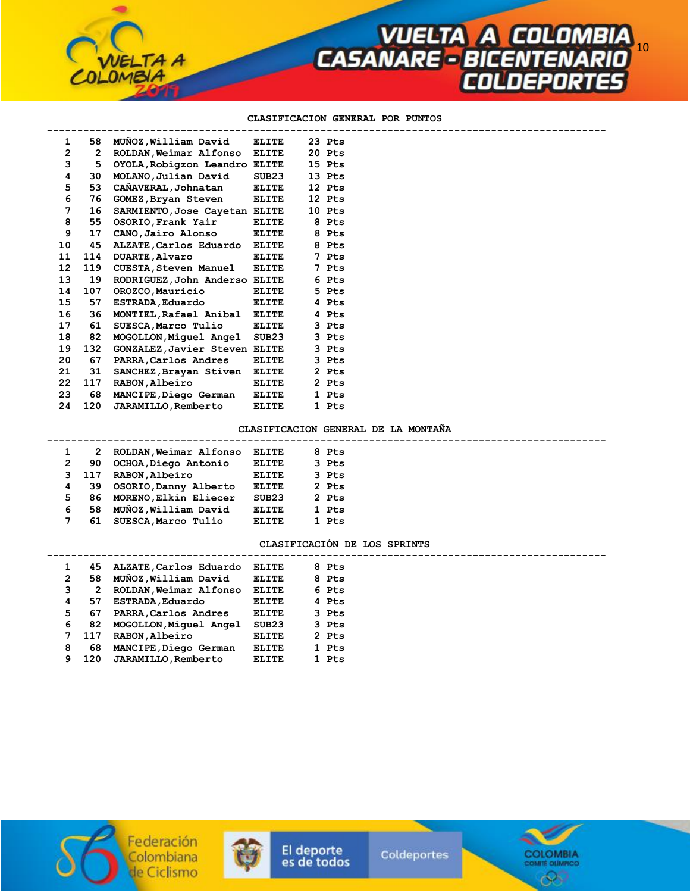## CLASIFICACION GENERAL POR PUNTOS

| Pos | No. | Nombre | Cat. | Puntos |
|---|---|---|---|---|
| 1 | 58 | MUÑOZ,William David | ELITE | 23 Pts |
| 2 | 2 | ROLDAN,Weimar Alfonso | ELITE | 20 Pts |
| 3 | 5 | OYOLA,Robigzon Leandro | ELITE | 15 Pts |
| 4 | 30 | MOLANO,Julian David | SUB23 | 13 Pts |
| 5 | 53 | CAÑAVERAL,Johnatan | ELITE | 12 Pts |
| 6 | 76 | GOMEZ,Bryan Steven | ELITE | 12 Pts |
| 7 | 16 | SARMIENTO,Jose Cayetan | ELITE | 10 Pts |
| 8 | 55 | OSORIO,Frank Yair | ELITE | 8 Pts |
| 9 | 17 | CANO,Jairo Alonso | ELITE | 8 Pts |
| 10 | 45 | ALZATE,Carlos Eduardo | ELITE | 8 Pts |
| 11 | 114 | DUARTE,Alvaro | ELITE | 7 Pts |
| 12 | 119 | CUESTA,Steven Manuel | ELITE | 7 Pts |
| 13 | 19 | RODRIGUEZ,John Anderso | ELITE | 6 Pts |
| 14 | 107 | OROZCO,Mauricio | ELITE | 5 Pts |
| 15 | 57 | ESTRADA,Eduardo | ELITE | 4 Pts |
| 16 | 36 | MONTIEL,Rafael Anibal | ELITE | 4 Pts |
| 17 | 61 | SUESCA,Marco Tulio | ELITE | 3 Pts |
| 18 | 82 | MOGOLLON,Miguel Angel | SUB23 | 3 Pts |
| 19 | 132 | GONZALEZ,Javier Steven | ELITE | 3 Pts |
| 20 | 67 | PARRA,Carlos Andres | ELITE | 3 Pts |
| 21 | 31 | SANCHEZ,Brayan Stiven | ELITE | 2 Pts |
| 22 | 117 | RABON,Albeiro | ELITE | 2 Pts |
| 23 | 68 | MANCIPE,Diego German | ELITE | 1 Pts |
| 24 | 120 | JARAMILLO,Remberto | ELITE | 1 Pts |

## CLASIFICACION GENERAL DE LA MONTAÑA

| Pos | No. | Nombre | Cat. | Puntos |
|---|---|---|---|---|
| 1 | 2 | ROLDAN,Weimar Alfonso | ELITE | 8 Pts |
| 2 | 90 | OCHOA,Diego Antonio | ELITE | 3 Pts |
| 3 | 117 | RABON,Albeiro | ELITE | 3 Pts |
| 4 | 39 | OSORIO,Danny Alberto | ELITE | 2 Pts |
| 5 | 86 | MORENO,Elkin Eliecer | SUB23 | 2 Pts |
| 6 | 58 | MUÑOZ,William David | ELITE | 1 Pts |
| 7 | 61 | SUESCA,Marco Tulio | ELITE | 1 Pts |

## CLASIFICACIÓN DE LOS SPRINTS

| Pos | No. | Nombre | Cat. | Puntos |
|---|---|---|---|---|
| 1 | 45 | ALZATE,Carlos Eduardo | ELITE | 8 Pts |
| 2 | 58 | MUÑOZ,William David | ELITE | 8 Pts |
| 3 | 2 | ROLDAN,Weimar Alfonso | ELITE | 6 Pts |
| 4 | 57 | ESTRADA,Eduardo | ELITE | 4 Pts |
| 5 | 67 | PARRA,Carlos Andres | ELITE | 3 Pts |
| 6 | 82 | MOGOLLON,Miguel Angel | SUB23 | 3 Pts |
| 7 | 117 | RABON,Albeiro | ELITE | 2 Pts |
| 8 | 68 | MANCIPE,Diego German | ELITE | 1 Pts |
| 9 | 120 | JARAMILLO,Remberto | ELITE | 1 Pts |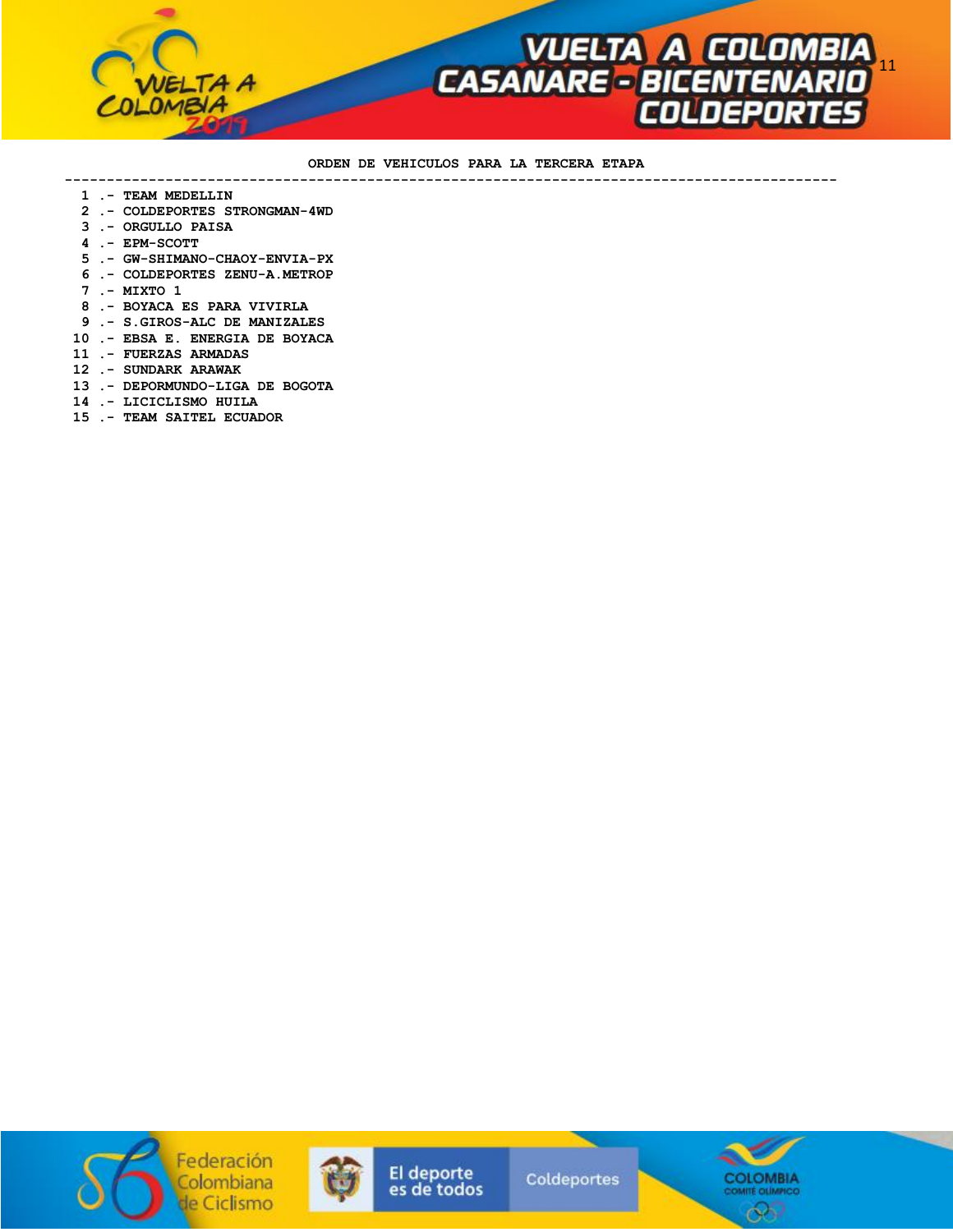**ORDEN DE VEHICULOS PARA LA TERCERA ETAPA**

---

1 .- TEAM MEDELLIN
2 .- COLDEPORTES STRONGMAN-4WD
3 .- ORGULLO PAISA
4 .- EPM-SCOTT
5 .- GW-SHIMANO-CHAOY-ENVIA-PX
6 .- COLDEPORTES ZENU-A.METROP
7 .- MIXTO 1
8 .- BOYACA ES PARA VIVIRLA
9 .- S.GIROS-ALC DE MANIZALES
10 .- EBSA E. ENERGIA DE BOYACA
11 .- FUERZAS ARMADAS
12 .- SUNDARK ARAWAK
13 .- DEPORMUNDO-LIGA DE BOGOTA
14 .- LICICLISMO HUILA
15 .- TEAM SAITEL ECUADOR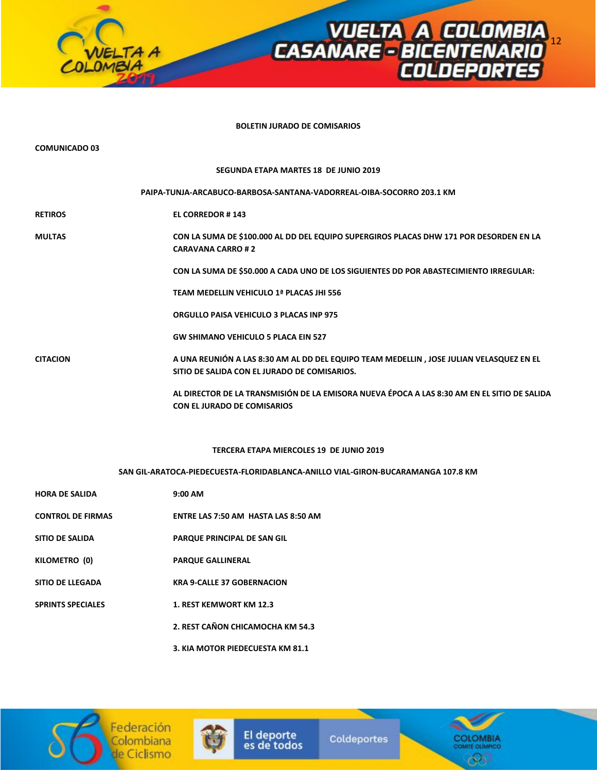**BOLETIN JURADO DE COMISARIOS**

**COMUNICADO 03**

**SEGUNDA ETAPA MARTES 18 DE JUNIO 2019**

**PAIPA-TUNJA-ARCABUCO-BARBOSA-SANTANA-VADORREAL-OIBA-SOCORRO 203.1 KM**

| | |
|---|---|
| **RETIROS** | **EL CORREDOR # 143** |
| **MULTAS** | **CON LA SUMA DE $100.000 AL DD DEL EQUIPO SUPERGIROS PLACAS DHW 171 POR DESORDEN EN LA CARAVANA CARRO # 2** |
| | **CON LA SUMA DE $50.000 A CADA UNO DE LOS SIGUIENTES DD POR ABASTECIMIENTO IRREGULAR:** |
| | **TEAM MEDELLIN VEHICULO 1ª PLACAS JHI 556** |
| | **ORGULLO PAISA VEHICULO 3 PLACAS INP 975** |
| | **GW SHIMANO VEHICULO 5 PLACA EIN 527** |
| **CITACION** | **A UNA REUNIÓN A LAS 8:30 AM AL DD DEL EQUIPO TEAM MEDELLIN , JOSE JULIAN VELASQUEZ EN EL SITIO DE SALIDA CON EL JURADO DE COMISARIOS.** |
| | **AL DIRECTOR DE LA TRANSMISIÓN DE LA EMISORA NUEVA ÉPOCA A LAS 8:30 AM EN EL SITIO DE SALIDA CON EL JURADO DE COMISARIOS** |

**TERCERA ETAPA MIERCOLES 19 DE JUNIO 2019**

**SAN GIL-ARATOCA-PIEDECUESTA-FLORIDABLANCA-ANILLO VIAL-GIRON-BUCARAMANGA 107.8 KM**

| | |
|---|---|
| **HORA DE SALIDA** | **9:00 AM** |
| **CONTROL DE FIRMAS** | **ENTRE LAS 7:50 AM HASTA LAS 8:50 AM** |
| **SITIO DE SALIDA** | **PARQUE PRINCIPAL DE SAN GIL** |
| **KILOMETRO (0)** | **PARQUE GALLINERAL** |
| **SITIO DE LLEGADA** | **KRA 9-CALLE 37 GOBERNACION** |
| **SPRINTS SPECIALES** | **1. REST KEMWORT KM 12.3** |
| | **2. REST CAÑON CHICAMOCHA KM 54.3** |
| | **3. KIA MOTOR PIEDECUESTA KM 81.1** |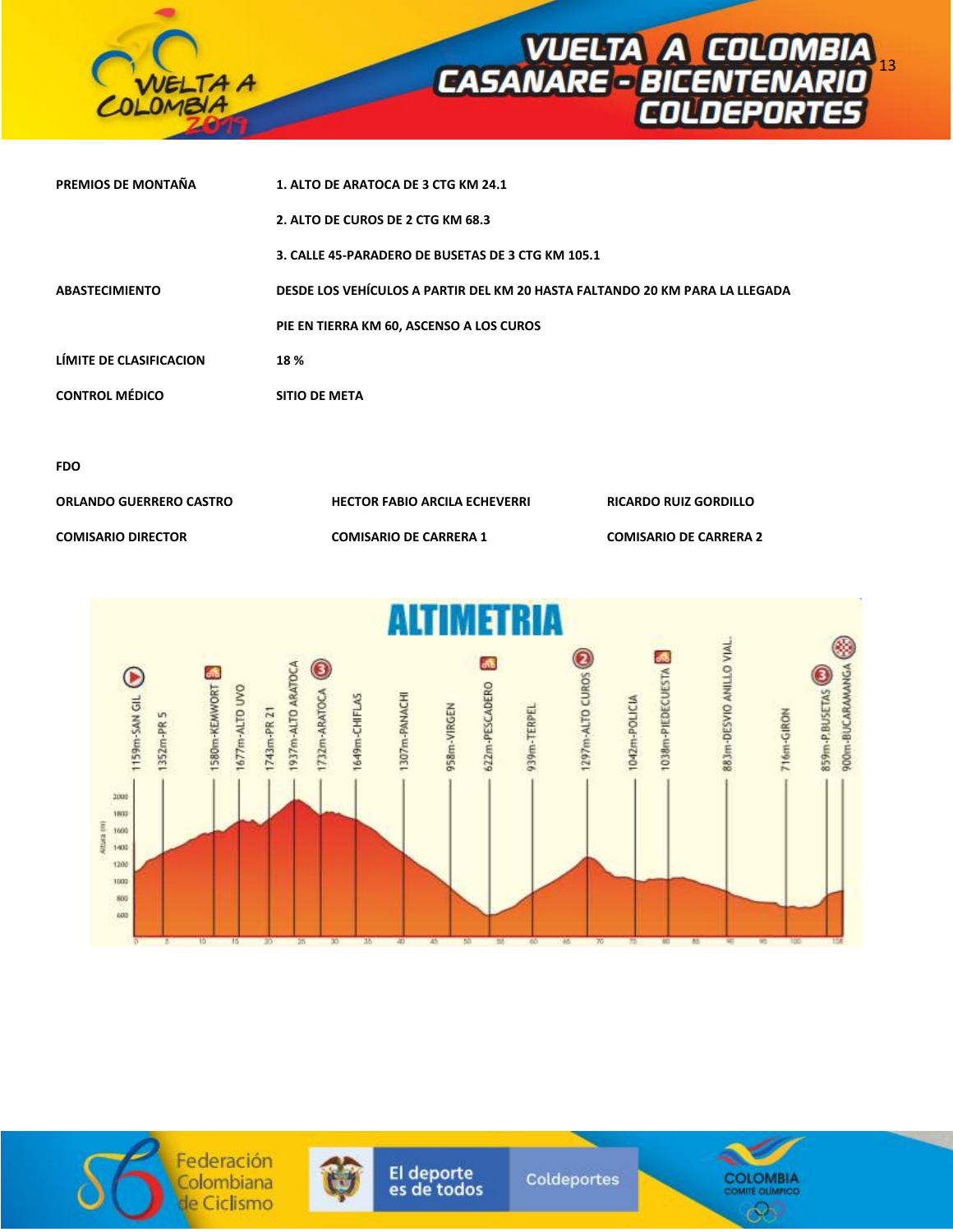| | |
|---|---|
| **PREMIOS DE MONTAÑA** | **1. ALTO DE ARATOCA DE 3 CTG KM 24.1** |
| | **2. ALTO DE CUROS DE 2 CTG KM 68.3** |
| | **3. CALLE 45-PARADERO DE BUSETAS DE 3 CTG KM 105.1** |
| **ABASTECIMIENTO** | **DESDE LOS VEHÍCULOS A PARTIR DEL KM 20 HASTA FALTANDO 20 KM PARA LA LLEGADA** |
| | **PIE EN TIERRA KM 60, ASCENSO A LOS CUROS** |
| **LÍMITE DE CLASIFICACION** | **18 %** |
| **CONTROL MÉDICO** | **SITIO DE META** |

**FDO**

| | | |
|---|---|---|
| **ORLANDO GUERRERO CASTRO** | **HECTOR FABIO ARCILA ECHEVERRI** | **RICARDO RUIZ GORDILLO** |
| **COMISARIO DIRECTOR** | **COMISARIO DE CARRERA 1** | **COMISARIO DE CARRERA 2** |

# ALTIMETRIA

1159m-SAN GIL, 1352m-PR 5, 1580m-KEMWORT, 1677m-ALTO UVO, 1743m-PR 21, 1937m-ALTO ARATOCA, 1732m-ARATOCA, 1649m-CHIFLAS, 1307m-PANACHI, 958m-VIRGEN, 622m-PESCADERO, 939m-TERPEL, 1297m-ALTO CUROS, 1042m-POLICIA, 1038m-PIEDECUESTA, 883m-DESVIO ANILLO VIAL, 716m-GIRON, 859m-P.BUSETAS, 900m-BUCARAMANGA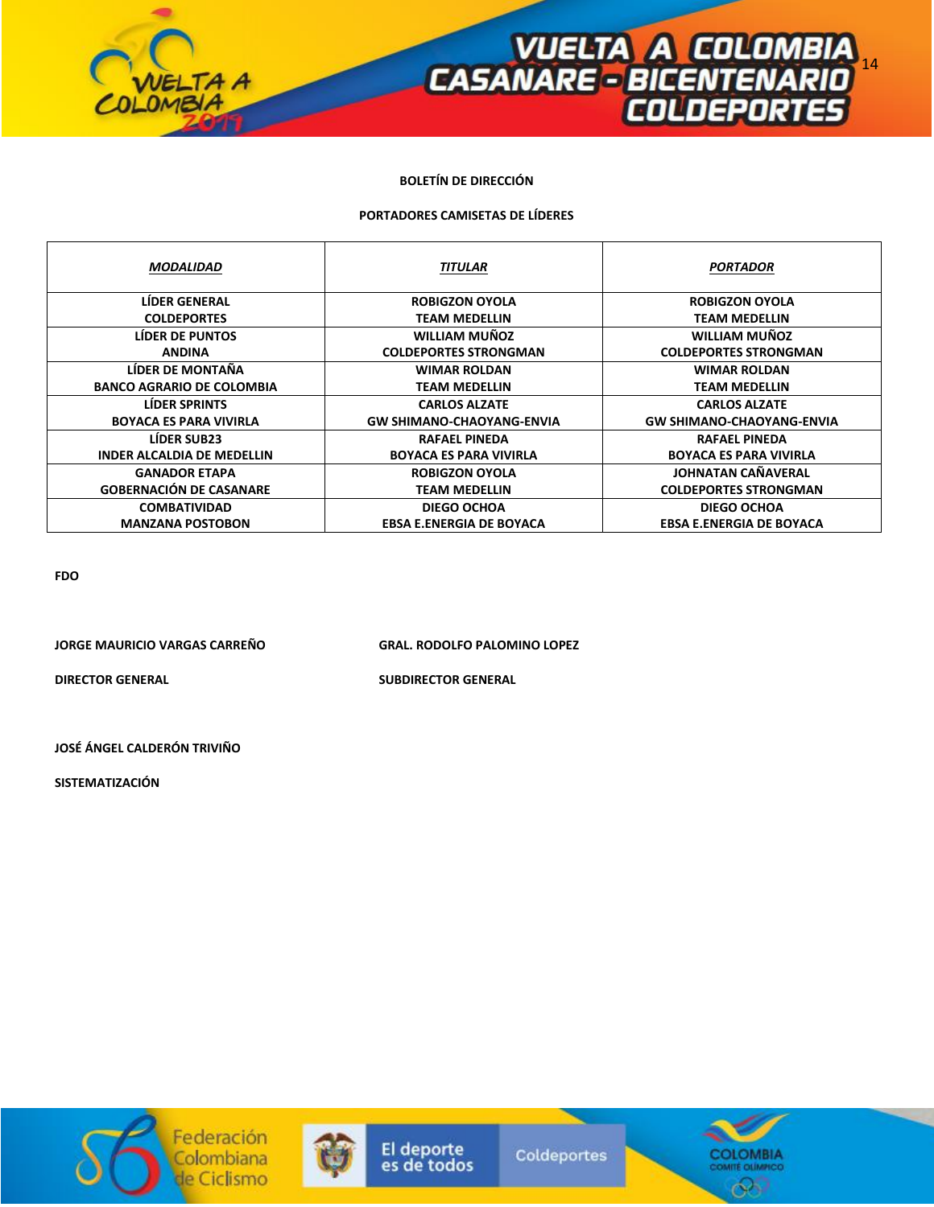**BOLETÍN DE DIRECCIÓN**

**PORTADORES CAMISETAS DE LÍDERES**

| *MODALIDAD* | *TITULAR* | *PORTADOR* |
|---|---|---|
| LÍDER GENERAL<br>COLDEPORTES | ROBIGZON OYOLA<br>TEAM MEDELLIN | ROBIGZON OYOLA<br>TEAM MEDELLIN |
| LÍDER DE PUNTOS<br>ANDINA | WILLIAM MUÑOZ<br>COLDEPORTES STRONGMAN | WILLIAM MUÑOZ<br>COLDEPORTES STRONGMAN |
| LÍDER DE MONTAÑA<br>BANCO AGRARIO DE COLOMBIA | WIMAR ROLDAN<br>TEAM MEDELLIN | WIMAR ROLDAN<br>TEAM MEDELLIN |
| LÍDER SPRINTS<br>BOYACA ES PARA VIVIRLA | CARLOS ALZATE<br>GW SHIMANO-CHAOYANG-ENVIA | CARLOS ALZATE<br>GW SHIMANO-CHAOYANG-ENVIA |
| LÍDER SUB23<br>INDER ALCALDIA DE MEDELLIN | RAFAEL PINEDA<br>BOYACA ES PARA VIVIRLA | RAFAEL PINEDA<br>BOYACA ES PARA VIVIRLA |
| GANADOR ETAPA<br>GOBERNACIÓN DE CASANARE | ROBIGZON OYOLA<br>TEAM MEDELLIN | JOHNATAN CAÑAVERAL<br>COLDEPORTES STRONGMAN |
| COMBATIVIDAD<br>MANZANA POSTOBON | DIEGO OCHOA<br>EBSA E.ENERGIA DE BOYACA | DIEGO OCHOA<br>EBSA E.ENERGIA DE BOYACA |

**FDO**

**JORGE MAURICIO VARGAS CARREÑO**

**DIRECTOR GENERAL**

**GRAL. RODOLFO PALOMINO LOPEZ**

**SUBDIRECTOR GENERAL**

**JOSÉ ÁNGEL CALDERÓN TRIVIÑO**

**SISTEMATIZACIÓN**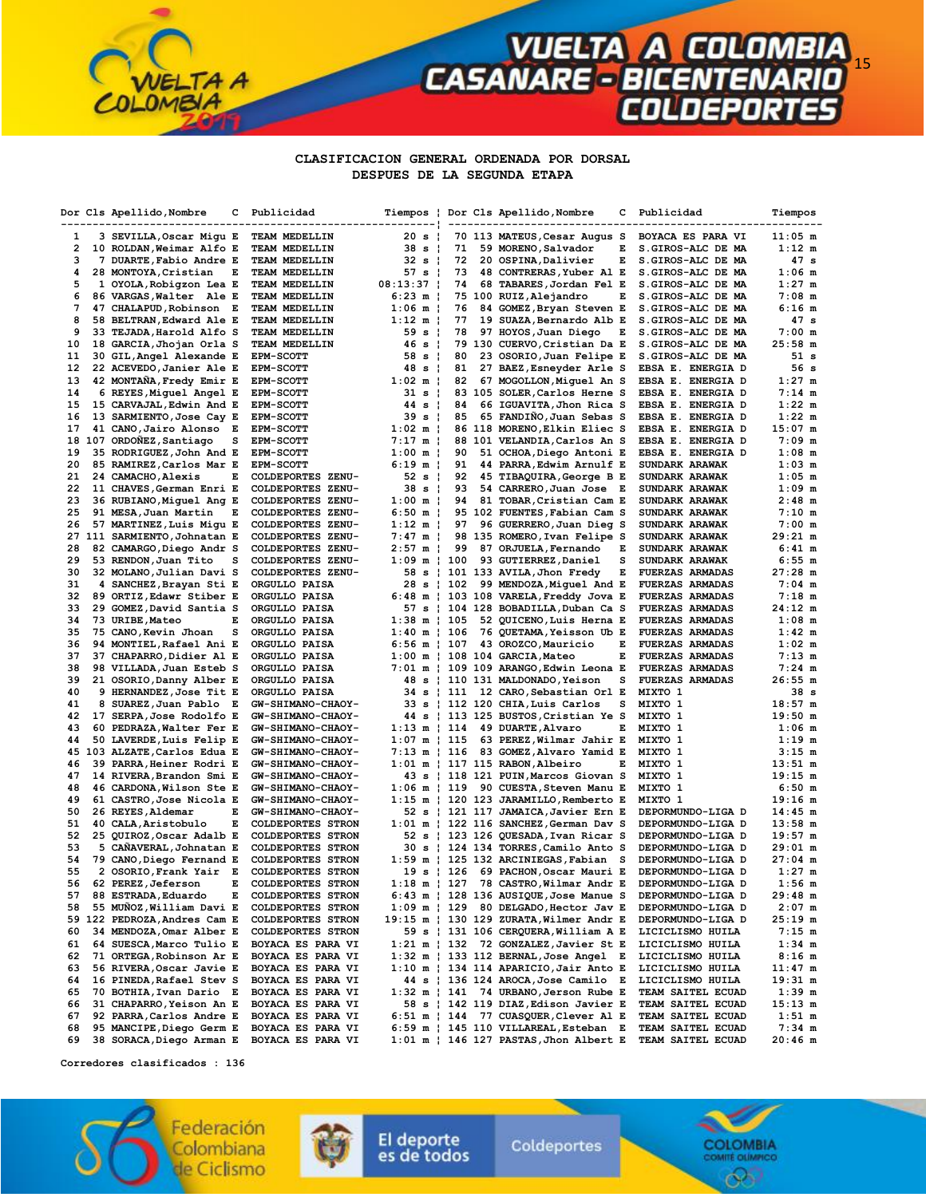## CLASIFICACION GENERAL ORDENADA POR DORSAL
## DESPUES DE LA SEGUNDA ETAPA

| Dor | Cls | Apellido,Nombre | C | Publicidad | Tiempos |
|---|---|---|---|---|---|
| 1 | 3 | SEVILLA,Oscar Migu | E | TEAM MEDELLIN | 20 s |
| 2 | 10 | ROLDAN,Weimar Alfo | E | TEAM MEDELLIN | 38 s |
| 3 | 7 | DUARTE,Fabio Andre | E | TEAM MEDELLIN | 32 s |
| 4 | 28 | MONTOYA,Cristian | E | TEAM MEDELLIN | 57 s |
| 5 | 1 | OYOLA,Robigzon Lea | E | TEAM MEDELLIN | 08:13:37 |
| 6 | 86 | VARGAS,Walter Ale | E | TEAM MEDELLIN | 6:23 m |
| 7 | 47 | CHALAPUD,Robinson | E | TEAM MEDELLIN | 1:06 m |
| 8 | 58 | BELTRAN,Edward Ale | S | TEAM MEDELLIN | 1:12 m |
| 9 | 33 | TEJADA,Harold Alfo | S | TEAM MEDELLIN | 59 s |
| 10 | 18 | GARCIA,Jhojan Orla | S | TEAM MEDELLIN | 46 s |
| 11 | 30 | GIL,Angel Alexande | E | EPM-SCOTT | 58 s |
| 12 | 22 | ACEVEDO,Janier Ale | E | EPM-SCOTT | 48 s |
| 13 | 42 | MONTAÑA,Fredy Emir | E | EPM-SCOTT | 1:02 m |
| 14 | 6 | REYES,Miguel Angel | E | EPM-SCOTT | 31 s |
| 15 | 15 | CARVAJAL,Edwin And | E | EPM-SCOTT | 44 s |
| 16 | 13 | SARMIENTO,Jose Cay | E | EPM-SCOTT | 39 s |
| 17 | 41 | CANO,Jairo Alonso | E | EPM-SCOTT | 1:02 m |
| 18 | 107 | ORDOÑEZ,Santiago | S | EPM-SCOTT | 7:17 m |
| 19 | 35 | RODRIGUEZ,John And | E | EPM-SCOTT | 1:00 m |
| 20 | 85 | RAMIREZ,Carlos Mar | E | EPM-SCOTT | 6:19 m |
| 21 | 24 | CAMACHO,Alexis | E | COLDEPORTES ZENU- | 52 s |
| 22 | 11 | CHAVES,German Enri | E | COLDEPORTES ZENU- | 38 s |
| 23 | 36 | RUBIANO,Miguel Ang | E | COLDEPORTES ZENU- | 1:00 m |
| 25 | 91 | MESA,Juan Martin | E | COLDEPORTES ZENU- | 6:50 m |
| 26 | 57 | MARTINEZ,Luis Migu | E | COLDEPORTES ZENU- | 1:12 m |
| 27 | 111 | SARMIENTO,Johnatan | E | COLDEPORTES ZENU- | 7:47 m |
| 28 | 82 | CAMARGO,Diego Andr | S | COLDEPORTES ZENU- | 2:57 m |
| 29 | 53 | RENDON,Juan Tito | S | COLDEPORTES ZENU- | 1:09 m |
| 30 | 32 | MOLANO,Julian Davi | S | COLDEPORTES ZENU- | 58 s |
| 31 | 4 | SANCHEZ,Brayan Sti | E | ORGULLO PAISA | 28 s |
| 32 | 89 | ORTIZ,Edawr Stiber | E | ORGULLO PAISA | 6:48 m |
| 33 | 29 | GOMEZ,David Santia | S | ORGULLO PAISA | 57 s |
| 34 | 73 | URIBE,Mateo | E | ORGULLO PAISA | 1:38 m |
| 35 | 75 | CANO,Kevin Jhoan | S | ORGULLO PAISA | 1:40 m |
| 36 | 94 | MONTIEL,Rafael Ani | E | ORGULLO PAISA | 6:56 m |
| 37 | 37 | CHAPARRO,Didier Al | E | ORGULLO PAISA | 1:00 m |
| 38 | 98 | VILLADA,Juan Esteb | S | ORGULLO PAISA | 7:01 m |
| 39 | 21 | OSORIO,Danny Alber | E | ORGULLO PAISA | 48 s |
| 40 | 9 | HERNANDEZ,Jose Tit | E | ORGULLO PAISA | 34 s |
| 41 | 8 | SUAREZ,Juan Pablo | E | GW-SHIMANO-CHAOY- | 33 s |
| 42 | 17 | SERPA,Jose Rodolfo | E | GW-SHIMANO-CHAOY- | 44 s |
| 43 | 60 | PEDRAZA,Walter Fer | E | GW-SHIMANO-CHAOY- | 1:13 m |
| 44 | 50 | LAVERDE,Luis Felip | E | GW-SHIMANO-CHAOY- | 1:07 m |
| 45 | 103 | ALZATE,Carlos Edua | E | GW-SHIMANO-CHAOY- | 7:13 m |
| 46 | 39 | PARRA,Heiner Rodri | E | GW-SHIMANO-CHAOY- | 1:01 m |
| 47 | 14 | RIVERA,Brandon Smi | E | GW-SHIMANO-CHAOY- | 43 s |
| 48 | 46 | CARDONA,Wilson Ste | E | GW-SHIMANO-CHAOY- | 1:06 m |
| 49 | 61 | CASTRO,Jose Nicola | E | GW-SHIMANO-CHAOY- | 1:15 m |
| 50 | 26 | REYES,Aldemar | E | GW-SHIMANO-CHAOY- | 52 s |
| 51 | 40 | CALA,Aristobulo | E | COLDEPORTES STRON | 1:01 m |
| 52 | 25 | QUIROZ,Oscar Adalb | E | COLDEPORTES STRON | 52 s |
| 53 | 5 | CAÑAVERAL,Johnatan | E | COLDEPORTES STRON | 30 s |
| 54 | 79 | CANO,Diego Fernand | E | COLDEPORTES STRON | 1:59 m |
| 55 | 2 | OSORIO,Frank Yair | E | COLDEPORTES STRON | 19 s |
| 56 | 62 | PEREZ,Jeferson | E | COLDEPORTES STRON | 1:18 m |
| 57 | 88 | ESTRADA,Eduardo | E | COLDEPORTES STRON | 6:43 m |
| 58 | 55 | MUÑOZ,William Davi | E | COLDEPORTES STRON | 1:09 m |
| 59 | 122 | PEDROZA,Andres Cam | E | COLDEPORTES STRON | 19:15 m |
| 60 | 34 | MENDOZA,Omar Alber | E | COLDEPORTES STRON | 59 s |
| 61 | 64 | SUESCA,Marco Tulio | E | BOYACA ES PARA VI | 1:21 m |
| 62 | 71 | ORTEGA,Robinson Ar | E | BOYACA ES PARA VI | 1:32 m |
| 63 | 56 | RIVERA,Oscar Javie | E | BOYACA ES PARA VI | 1:10 m |
| 64 | 16 | PINEDA,Rafael Stev | S | BOYACA ES PARA VI | 44 s |
| 65 | 70 | BOTHIA,Ivan Dario | E | BOYACA ES PARA VI | 1:32 m |
| 66 | 31 | CHAPARRO,Yeison An | E | BOYACA ES PARA VI | 58 s |
| 67 | 92 | PARRA,Carlos Andre | E | BOYACA ES PARA VI | 6:51 m |
| 68 | 95 | MANCIPE,Diego Germ | E | BOYACA ES PARA VI | 6:59 m |
| 69 | 38 | SORACA,Diego Arman | E | BOYACA ES PARA VI | 1:01 m |
| 70 | 113 | MATEUS,Cesar Augus | S | BOYACA ES PARA VI | 11:05 m |
| 71 | 59 | MORENO,Salvador | E | S.GIROS-ALC DE MA | 1:12 m |
| 72 | 20 | OSPINA,Dalivier | E | S.GIROS-ALC DE MA | 47 s |
| 73 | 48 | CONTRERAS,Yuber Al | E | S.GIROS-ALC DE MA | 1:06 m |
| 74 | 68 | TABARES,Jordan Fel | E | S.GIROS-ALC DE MA | 1:27 m |
| 75 | 100 | RUIZ,Alejandro | E | S.GIROS-ALC DE MA | 7:08 m |
| 76 | 84 | GOMEZ,Bryan Steven | E | S.GIROS-ALC DE MA | 6:16 m |
| 77 | 19 | SUAZA,Bernardo Alb | E | S.GIROS-ALC DE MA | 47 s |
| 78 | 97 | HOYOS,Juan Diego | E | S.GIROS-ALC DE MA | 7:00 m |
| 79 | 130 | CUERVO,Cristian Da | E | S.GIROS-ALC DE MA | 25:58 m |
| 80 | 23 | OSORIO,Juan Felipe | E | S.GIROS-ALC DE MA | 51 s |
| 81 | 27 | BAEZ,Esneyder Arle | S | EBSA E. ENERGIA D | 56 s |
| 82 | 67 | MOGOLLON,Miguel An | S | EBSA E. ENERGIA D | 1:27 m |
| 83 | 105 | SOLER,Carlos Herne | S | EBSA E. ENERGIA D | 7:14 m |
| 84 | 66 | IGUAVITA,Jhon Rica | S | EBSA E. ENERGIA D | 1:22 m |
| 85 | 65 | FANDIÑO,Juan Sebas | S | EBSA E. ENERGIA D | 1:22 m |
| 86 | 118 | MORENO,Elkin Eliec | S | EBSA E. ENERGIA D | 15:07 m |
| 88 | 101 | VELANDIA,Carlos An | S | EBSA E. ENERGIA D | 7:09 m |
| 90 | 51 | OCHOA,Diego Antoni | E | EBSA E. ENERGIA D | 1:08 m |
| 91 | 44 | PARRA,Edwim Arnulf | E | SUNDARK ARAWAK | 1:03 m |
| 92 | 45 | TIBAQUIRA,George B | E | SUNDARK ARAWAK | 1:05 m |
| 93 | 54 | CARRERO,Juan Jose | E | SUNDARK ARAWAK | 1:09 m |
| 94 | 81 | TOBAR,Cristian Cam | E | SUNDARK ARAWAK | 2:48 m |
| 95 | 102 | FUENTES,Fabian Cam | S | SUNDARK ARAWAK | 7:10 m |
| 97 | 96 | GUERRERO,Juan Dieg | S | SUNDARK ARAWAK | 7:00 m |
| 98 | 135 | ROMERO,Ivan Felipe | S | SUNDARK ARAWAK | 29:21 m |
| 99 | 87 | ORJUELA,Fernando | E | SUNDARK ARAWAK | 6:41 m |
| 100 | 93 | GUTIERREZ,Daniel | S | SUNDARK ARAWAK | 6:55 m |
| 101 | 133 | AVILA,Jhon Fredy | E | FUERZAS ARMADAS | 27:28 m |
| 102 | 99 | MENDOZA,Miguel And | E | FUERZAS ARMADAS | 7:04 m |
| 103 | 108 | VARELA,Freddy Jova | E | FUERZAS ARMADAS | 7:18 m |
| 104 | 128 | BOBADILLA,Duban Ca | S | FUERZAS ARMADAS | 24:12 m |
| 105 | 52 | QUICENO,Luis Herna | E | FUERZAS ARMADAS | 1:08 m |
| 106 | 76 | QUETAMA,Yeisson Ub | E | FUERZAS ARMADAS | 1:42 m |
| 107 | 43 | OROZCO,Mauricio | E | FUERZAS ARMADAS | 1:02 m |
| 108 | 104 | GARCIA,Mateo | E | FUERZAS ARMADAS | 7:13 m |
| 109 | 109 | ARANGO,Edwin Leona | E | FUERZAS ARMADAS | 7:24 m |
| 110 | 131 | MALDONADO,Yeison | S | FUERZAS ARMADAS | 26:55 m |
| 111 | 12 | CARO,Sebastian Orl | E | MIXTO 1 | 38 s |
| 112 | 120 | CHIA,Luis Carlos | S | MIXTO 1 | 18:57 m |
| 113 | 125 | BUSTOS,Cristian Ye | S | MIXTO 1 | 19:50 m |
| 114 | 49 | DUARTE,Alvaro | E | MIXTO 1 | 1:06 m |
| 115 | 63 | PEREZ,Wilmar Jahir | E | MIXTO 1 | 1:19 m |
| 116 | 83 | GOMEZ,Alvaro Yamid | E | MIXTO 1 | 3:15 m |
| 117 | 115 | RABON,Albeiro | E | MIXTO 1 | 13:51 m |
| 118 | 121 | PUIN,Marcos Giovan | S | MIXTO 1 | 19:15 m |
| 119 | 90 | CUESTA,Steven Manu | E | MIXTO 1 | 6:50 m |
| 120 | 123 | JARAMILLO,Remberto | E | MIXTO 1 | 19:16 m |
| 121 | 117 | JAMAICA,Javier Ern | E | DEPORMUNDO-LIGA D | 14:45 m |
| 122 | 116 | SANCHEZ,German Dav | S | DEPORMUNDO-LIGA D | 13:58 m |
| 123 | 126 | QUESADA,Ivan Ricar | S | DEPORMUNDO-LIGA D | 19:57 m |
| 124 | 134 | TORRES,Camilo Anto | S | DEPORMUNDO-LIGA D | 29:01 m |
| 125 | 132 | ARCINIEGAS,Fabian | S | DEPORMUNDO-LIGA D | 27:04 m |
| 126 | 69 | PACHON,Oscar Mauri | E | DEPORMUNDO-LIGA D | 1:27 m |
| 127 | 78 | CASTRO,Wilmar Andr | E | DEPORMUNDO-LIGA D | 1:56 m |
| 128 | 136 | AUSIQUE,Jose Manue | S | DEPORMUNDO-LIGA D | 29:48 m |
| 129 | 80 | DELGADO,Hector Jav | E | DEPORMUNDO-LIGA D | 2:07 m |
| 130 | 129 | ZURATA,Wilmer Andr | E | DEPORMUNDO-LIGA D | 25:19 m |
| 131 | 106 | CERQUERA,William A | E | LICICLISMO HUILA | 7:15 m |
| 132 | 72 | GONZALEZ,Javier St | E | LICICLISMO HUILA | 1:34 m |
| 133 | 112 | BERNAL,Jose Angel | E | LICICLISMO HUILA | 8:16 m |
| 134 | 114 | APARICIO,Jair Anto | E | LICICLISMO HUILA | 11:47 m |
| 136 | 124 | AROCA,Jose Camilo | E | LICICLISMO HUILA | 19:31 m |
| 141 | 74 | URBANO,Jerson Rube | E | TEAM SAITEL ECUAD | 1:39 m |
| 142 | 119 | DIAZ,Edison Javier | E | TEAM SAITEL ECUAD | 15:13 m |
| 144 | 77 | CUASQUER,Clever Al | E | TEAM SAITEL ECUAD | 1:51 m |
| 145 | 110 | VILLAREAL,Esteban | E | TEAM SAITEL ECUAD | 7:34 m |
| 146 | 127 | PASTAS,Jhon Albert | E | TEAM SAITEL ECUAD | 20:46 m |

Corredores clasificados : 136